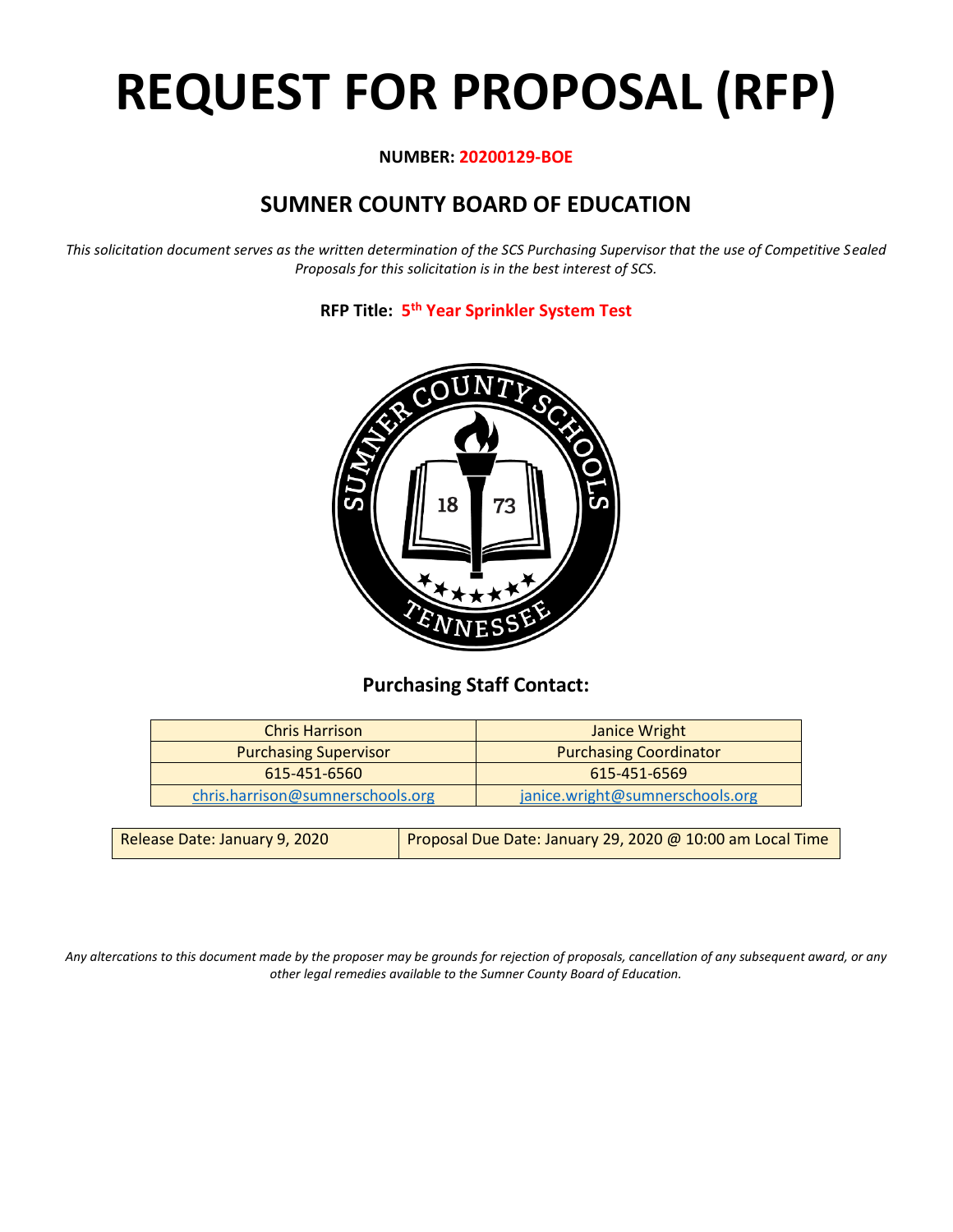# REQUEST FOR PROPOSAL (RFP)

**NUMBER: 20200129-BOE**

## SUMNER COUNTY BOARD OF EDUCATION

*This solicitation document serves as the written determination of the SCS Purchasing Supervisor that the use of Competitive Sealed Proposals for this solicitation is in the best interest of SCS.*

**RFP Title: 5th Year Sprinkler System Test**

### Purchasing Staff Contact:

| Chris Harrison | Janice Wright |
| --- | --- |
| Purchasing Supervisor | Purchasing Coordinator |
| 615-451-6560 | 615-451-6569 |
| chris.harrison@sumnerschools.org | janice.wright@sumnerschools.org |

| Release Date: January 9, 2020 | Proposal Due Date: January 29, 2020 @ 10:00 am Local Time |
| --- | --- |

*Any altercations to this document made by the proposer may be grounds for rejection of proposals, cancellation of any subsequent award, or any other legal remedies available to the Sumner County Board of Education.*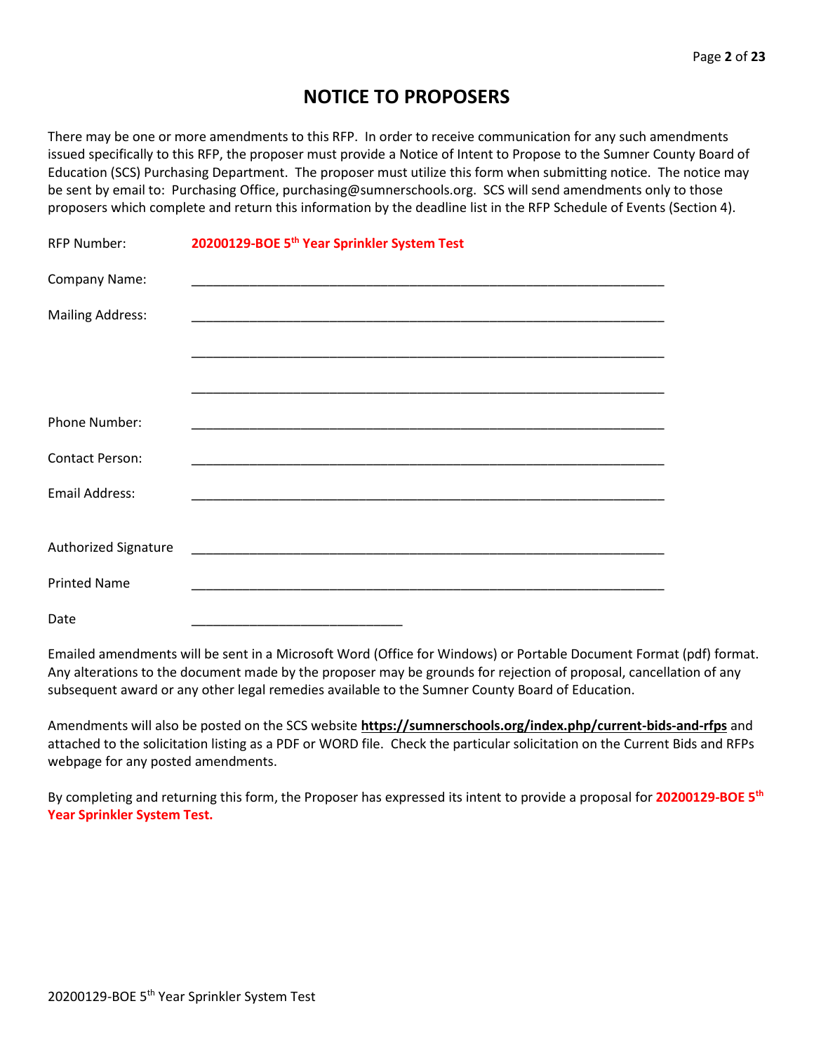# NOTICE TO PROPOSERS

There may be one or more amendments to this RFP. In order to receive communication for any such amendments issued specifically to this RFP, the proposer must provide a Notice of Intent to Propose to the Sumner County Board of Education (SCS) Purchasing Department. The proposer must utilize this form when submitting notice. The notice may be sent by email to: Purchasing Office, purchasing@sumnerschools.org. SCS will send amendments only to those proposers which complete and return this information by the deadline list in the RFP Schedule of Events (Section 4).

RFP Number: **20200129-BOE 5th Year Sprinkler System Test**

Company Name: ____________________________________________________________

Mailing Address: ____________________________________________________________

____________________________________________________________

____________________________________________________________

Phone Number: ____________________________________________________________

Contact Person: ____________________________________________________________

Email Address: ____________________________________________________________

Authorized Signature ____________________________________________________________

Printed Name ____________________________________________________________

Date ______________________________

Emailed amendments will be sent in a Microsoft Word (Office for Windows) or Portable Document Format (pdf) format. Any alterations to the document made by the proposer may be grounds for rejection of proposal, cancellation of any subsequent award or any other legal remedies available to the Sumner County Board of Education.

Amendments will also be posted on the SCS website **https://sumnerschools.org/index.php/current-bids-and-rfps** and attached to the solicitation listing as a PDF or WORD file. Check the particular solicitation on the Current Bids and RFPs webpage for any posted amendments.

By completing and returning this form, the Proposer has expressed its intent to provide a proposal for **20200129-BOE 5th Year Sprinkler System Test.**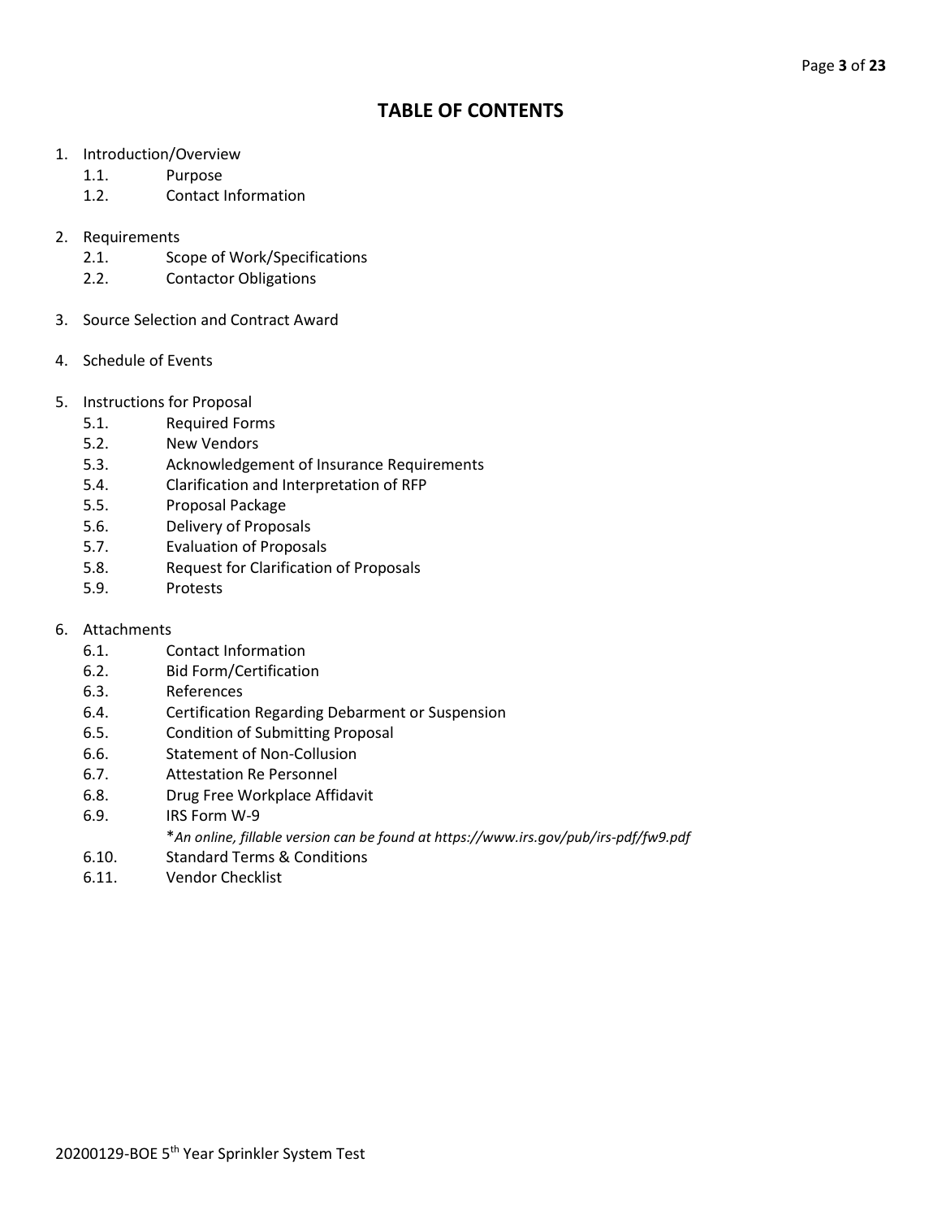# TABLE OF CONTENTS

1. Introduction/Overview
    - 1.1. Purpose
    - 1.2. Contact Information

2. Requirements
    - 2.1. Scope of Work/Specifications
    - 2.2. Contactor Obligations

3. Source Selection and Contract Award

4. Schedule of Events

5. Instructions for Proposal
    - 5.1. Required Forms
    - 5.2. New Vendors
    - 5.3. Acknowledgement of Insurance Requirements
    - 5.4. Clarification and Interpretation of RFP
    - 5.5. Proposal Package
    - 5.6. Delivery of Proposals
    - 5.7. Evaluation of Proposals
    - 5.8. Request for Clarification of Proposals
    - 5.9. Protests

6. Attachments
    - 6.1. Contact Information
    - 6.2. Bid Form/Certification
    - 6.3. References
    - 6.4. Certification Regarding Debarment or Suspension
    - 6.5. Condition of Submitting Proposal
    - 6.6. Statement of Non-Collusion
    - 6.7. Attestation Re Personnel
    - 6.8. Drug Free Workplace Affidavit
    - 6.9. IRS Form W-9
      
      **An online, fillable version can be found at https://www.irs.gov/pub/irs-pdf/fw9.pdf*
    - 6.10. Standard Terms & Conditions
    - 6.11. Vendor Checklist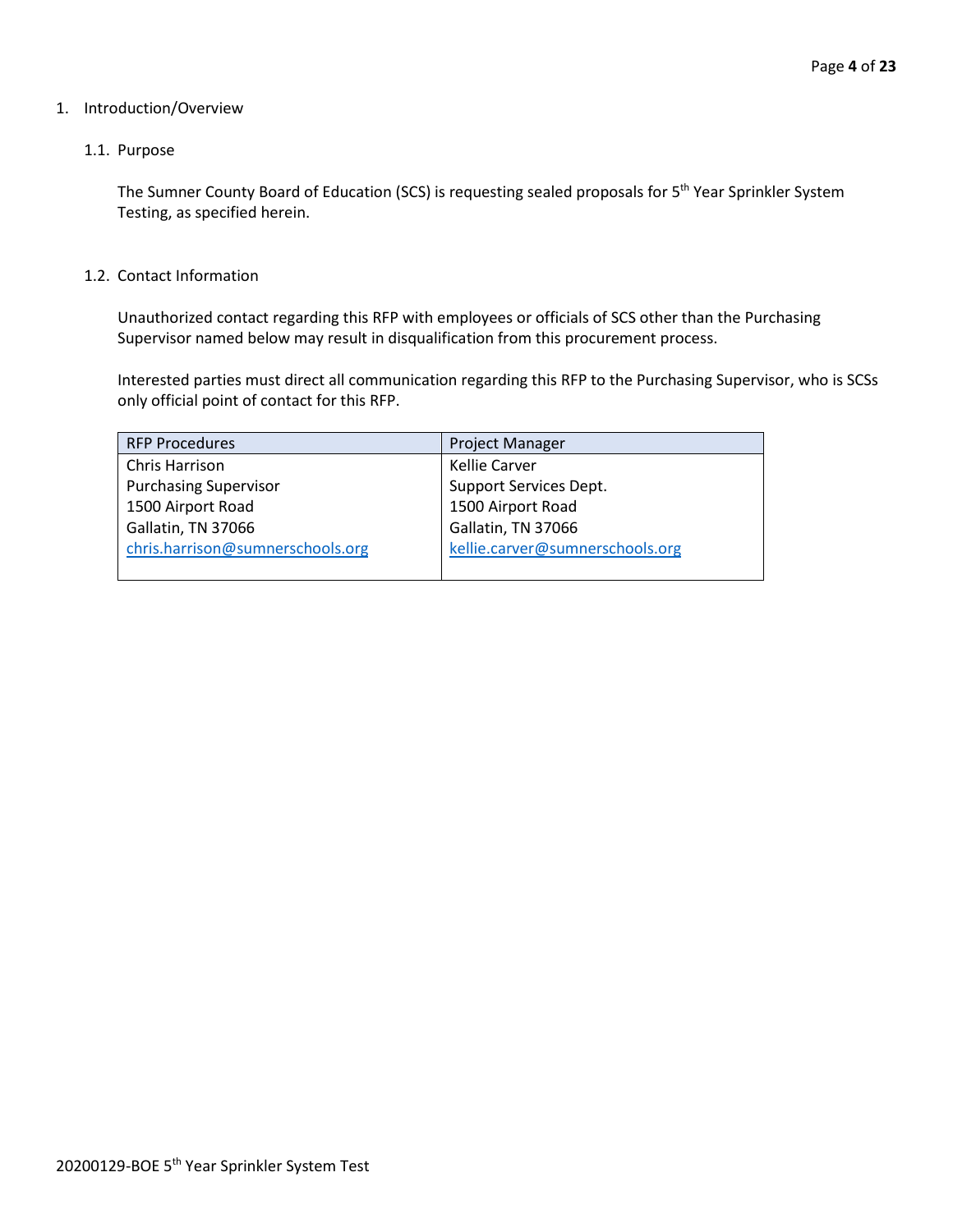# 1. Introduction/Overview

## 1.1. Purpose

The Sumner County Board of Education (SCS) is requesting sealed proposals for 5th Year Sprinkler System Testing, as specified herein.

## 1.2. Contact Information

Unauthorized contact regarding this RFP with employees or officials of SCS other than the Purchasing Supervisor named below may result in disqualification from this procurement process.

Interested parties must direct all communication regarding this RFP to the Purchasing Supervisor, who is SCSs only official point of contact for this RFP.

| RFP Procedures | Project Manager |
|---|---|
| Chris Harrison<br>Purchasing Supervisor<br>1500 Airport Road<br>Gallatin, TN 37066<br>chris.harrison@sumnerschools.org | Kellie Carver<br>Support Services Dept.<br>1500 Airport Road<br>Gallatin, TN 37066<br>kellie.carver@sumnerschools.org |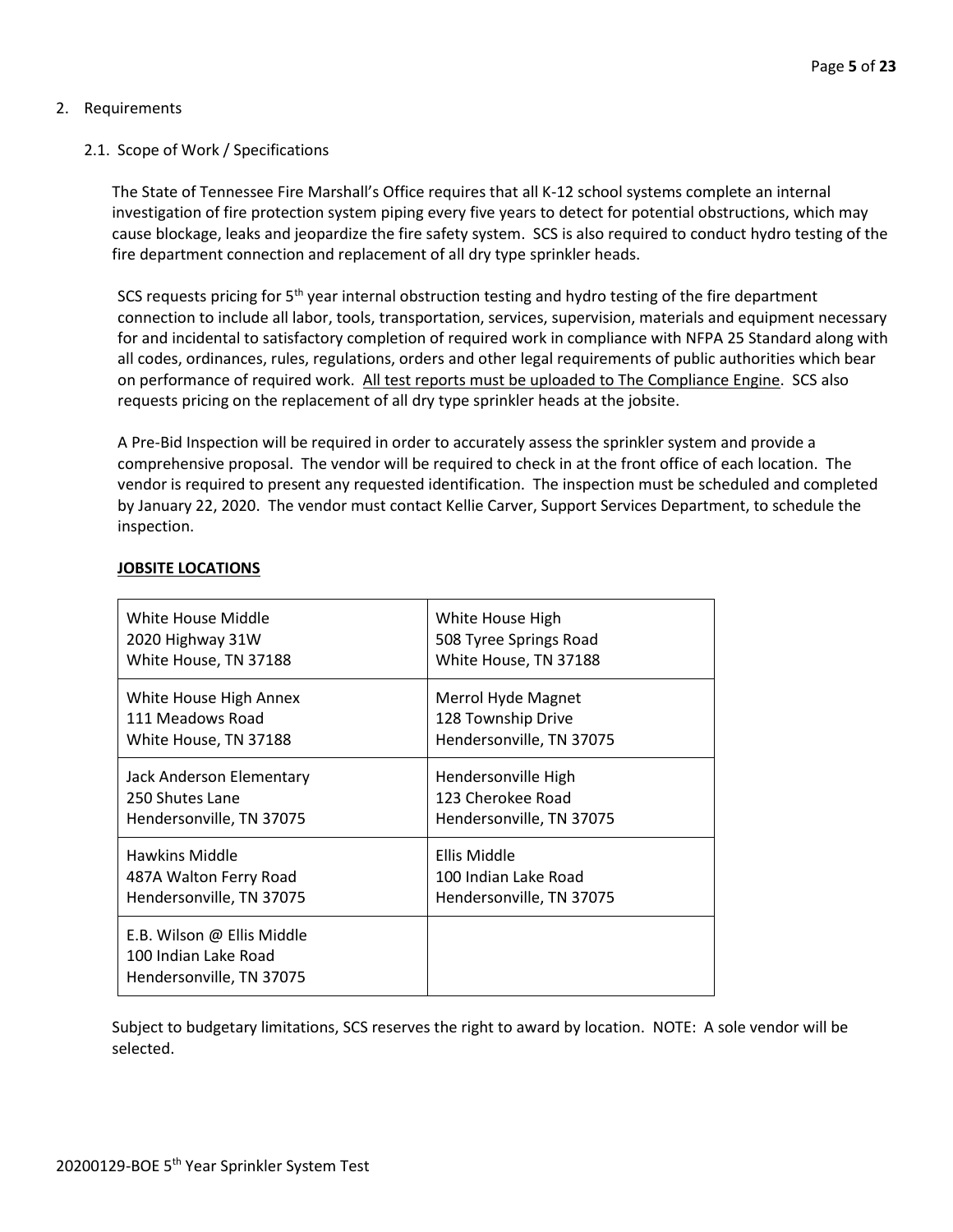## 2. Requirements

### 2.1. Scope of Work / Specifications

The State of Tennessee Fire Marshall's Office requires that all K-12 school systems complete an internal investigation of fire protection system piping every five years to detect for potential obstructions, which may cause blockage, leaks and jeopardize the fire safety system. SCS is also required to conduct hydro testing of the fire department connection and replacement of all dry type sprinkler heads.

SCS requests pricing for 5th year internal obstruction testing and hydro testing of the fire department connection to include all labor, tools, transportation, services, supervision, materials and equipment necessary for and incidental to satisfactory completion of required work in compliance with NFPA 25 Standard along with all codes, ordinances, rules, regulations, orders and other legal requirements of public authorities which bear on performance of required work. <u>All test reports must be uploaded to The Compliance Engine</u>. SCS also requests pricing on the replacement of all dry type sprinkler heads at the jobsite.

A Pre-Bid Inspection will be required in order to accurately assess the sprinkler system and provide a comprehensive proposal. The vendor will be required to check in at the front office of each location. The vendor is required to present any requested identification. The inspection must be scheduled and completed by January 22, 2020. The vendor must contact Kellie Carver, Support Services Department, to schedule the inspection.

**<u>JOBSITE LOCATIONS</u>**

| | |
|---|---|
| White House Middle<br>2020 Highway 31W<br>White House, TN 37188 | White House High<br>508 Tyree Springs Road<br>White House, TN 37188 |
| White House High Annex<br>111 Meadows Road<br>White House, TN 37188 | Merrol Hyde Magnet<br>128 Township Drive<br>Hendersonville, TN 37075 |
| Jack Anderson Elementary<br>250 Shutes Lane<br>Hendersonville, TN 37075 | Hendersonville High<br>123 Cherokee Road<br>Hendersonville, TN 37075 |
| Hawkins Middle<br>487A Walton Ferry Road<br>Hendersonville, TN 37075 | Ellis Middle<br>100 Indian Lake Road<br>Hendersonville, TN 37075 |
| E.B. Wilson @ Ellis Middle<br>100 Indian Lake Road<br>Hendersonville, TN 37075 | |

Subject to budgetary limitations, SCS reserves the right to award by location. NOTE: A sole vendor will be selected.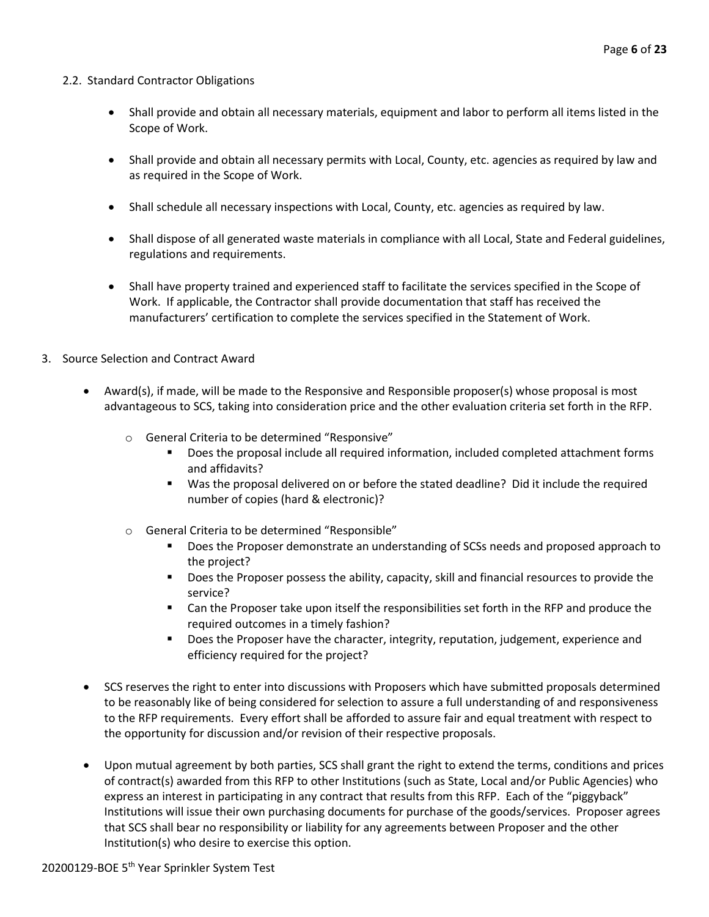## 2.2. Standard Contractor Obligations

- Shall provide and obtain all necessary materials, equipment and labor to perform all items listed in the Scope of Work.
- Shall provide and obtain all necessary permits with Local, County, etc. agencies as required by law and as required in the Scope of Work.
- Shall schedule all necessary inspections with Local, County, etc. agencies as required by law.
- Shall dispose of all generated waste materials in compliance with all Local, State and Federal guidelines, regulations and requirements.
- Shall have property trained and experienced staff to facilitate the services specified in the Scope of Work. If applicable, the Contractor shall provide documentation that staff has received the manufacturers' certification to complete the services specified in the Statement of Work.

## 3. Source Selection and Contract Award

- Award(s), if made, will be made to the Responsive and Responsible proposer(s) whose proposal is most advantageous to SCS, taking into consideration price and the other evaluation criteria set forth in the RFP.
  - General Criteria to be determined "Responsive"
    - Does the proposal include all required information, included completed attachment forms and affidavits?
    - Was the proposal delivered on or before the stated deadline? Did it include the required number of copies (hard & electronic)?
  - General Criteria to be determined "Responsible"
    - Does the Proposer demonstrate an understanding of SCSs needs and proposed approach to the project?
    - Does the Proposer possess the ability, capacity, skill and financial resources to provide the service?
    - Can the Proposer take upon itself the responsibilities set forth in the RFP and produce the required outcomes in a timely fashion?
    - Does the Proposer have the character, integrity, reputation, judgement, experience and efficiency required for the project?
- SCS reserves the right to enter into discussions with Proposers which have submitted proposals determined to be reasonably like of being considered for selection to assure a full understanding of and responsiveness to the RFP requirements. Every effort shall be afforded to assure fair and equal treatment with respect to the opportunity for discussion and/or revision of their respective proposals.
- Upon mutual agreement by both parties, SCS shall grant the right to extend the terms, conditions and prices of contract(s) awarded from this RFP to other Institutions (such as State, Local and/or Public Agencies) who express an interest in participating in any contract that results from this RFP. Each of the "piggyback" Institutions will issue their own purchasing documents for purchase of the goods/services. Proposer agrees that SCS shall bear no responsibility or liability for any agreements between Proposer and the other Institution(s) who desire to exercise this option.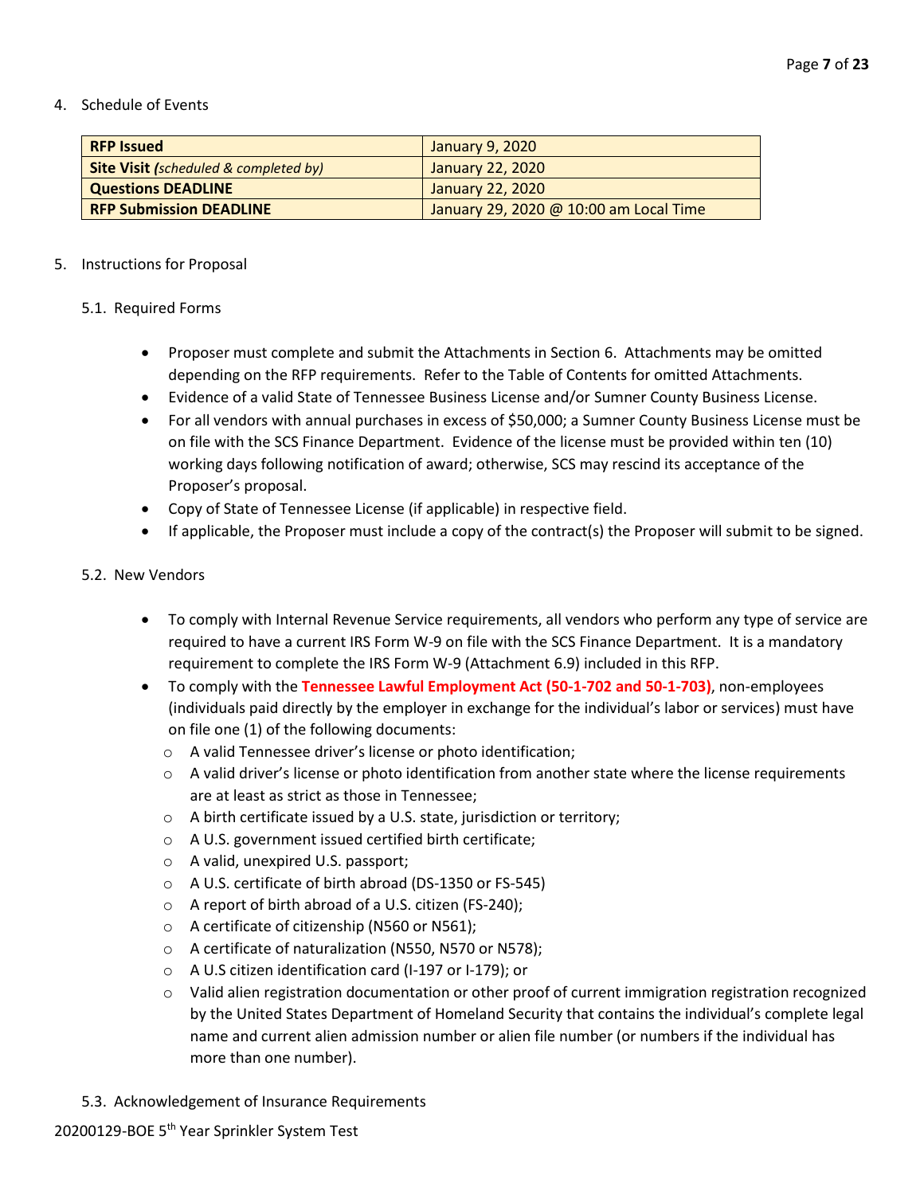4. Schedule of Events

| **RFP Issued** | January 9, 2020 |
|---|---|
| **Site Visit** *(scheduled & completed by)* | January 22, 2020 |
| **Questions DEADLINE** | January 22, 2020 |
| **RFP Submission DEADLINE** | January 29, 2020 @ 10:00 am Local Time |

5. Instructions for Proposal

5.1. Required Forms

- Proposer must complete and submit the Attachments in Section 6. Attachments may be omitted depending on the RFP requirements. Refer to the Table of Contents for omitted Attachments.
- Evidence of a valid State of Tennessee Business License and/or Sumner County Business License.
- For all vendors with annual purchases in excess of $50,000; a Sumner County Business License must be on file with the SCS Finance Department. Evidence of the license must be provided within ten (10) working days following notification of award; otherwise, SCS may rescind its acceptance of the Proposer's proposal.
- Copy of State of Tennessee License (if applicable) in respective field.
- If applicable, the Proposer must include a copy of the contract(s) the Proposer will submit to be signed.

5.2. New Vendors

- To comply with Internal Revenue Service requirements, all vendors who perform any type of service are required to have a current IRS Form W-9 on file with the SCS Finance Department. It is a mandatory requirement to complete the IRS Form W-9 (Attachment 6.9) included in this RFP.
- To comply with the **Tennessee Lawful Employment Act (50-1-702 and 50-1-703)**, non-employees (individuals paid directly by the employer in exchange for the individual's labor or services) must have on file one (1) of the following documents:
  - A valid Tennessee driver's license or photo identification;
  - A valid driver's license or photo identification from another state where the license requirements are at least as strict as those in Tennessee;
  - A birth certificate issued by a U.S. state, jurisdiction or territory;
  - A U.S. government issued certified birth certificate;
  - A valid, unexpired U.S. passport;
  - A U.S. certificate of birth abroad (DS-1350 or FS-545)
  - A report of birth abroad of a U.S. citizen (FS-240);
  - A certificate of citizenship (N560 or N561);
  - A certificate of naturalization (N550, N570 or N578);
  - A U.S citizen identification card (I-197 or I-179); or
  - Valid alien registration documentation or other proof of current immigration registration recognized by the United States Department of Homeland Security that contains the individual's complete legal name and current alien admission number or alien file number (or numbers if the individual has more than one number).

5.3. Acknowledgement of Insurance Requirements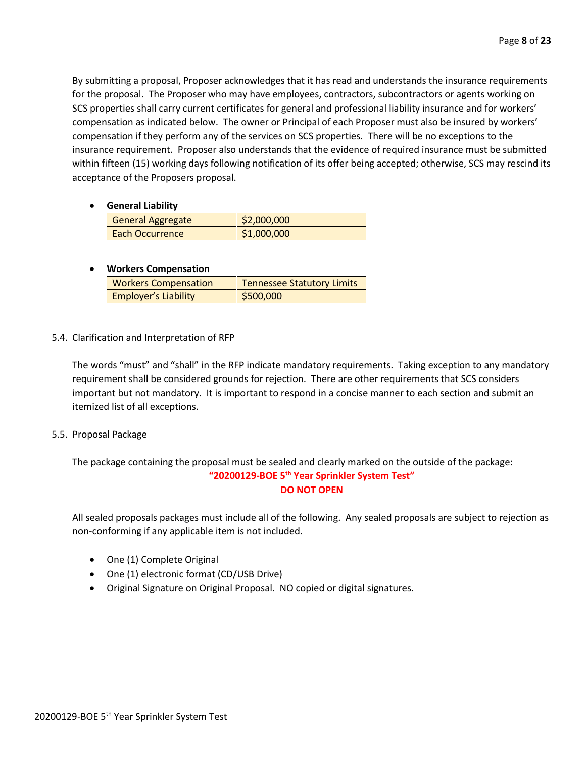By submitting a proposal, Proposer acknowledges that it has read and understands the insurance requirements for the proposal. The Proposer who may have employees, contractors, subcontractors or agents working on SCS properties shall carry current certificates for general and professional liability insurance and for workers' compensation as indicated below. The owner or Principal of each Proposer must also be insured by workers' compensation if they perform any of the services on SCS properties. There will be no exceptions to the insurance requirement. Proposer also understands that the evidence of required insurance must be submitted within fifteen (15) working days following notification of its offer being accepted; otherwise, SCS may rescind its acceptance of the Proposers proposal.

- **General Liability**

| General Aggregate | $2,000,000 |
| --- | --- |
| Each Occurrence | $1,000,000 |

- **Workers Compensation**

| Workers Compensation | Tennessee Statutory Limits |
| --- | --- |
| Employer's Liability | $500,000 |

5.4. Clarification and Interpretation of RFP

The words "must" and "shall" in the RFP indicate mandatory requirements. Taking exception to any mandatory requirement shall be considered grounds for rejection. There are other requirements that SCS considers important but not mandatory. It is important to respond in a concise manner to each section and submit an itemized list of all exceptions.

5.5. Proposal Package

The package containing the proposal must be sealed and clearly marked on the outside of the package:

**"20200129-BOE 5th Year Sprinkler System Test"**

**DO NOT OPEN**

All sealed proposals packages must include all of the following. Any sealed proposals are subject to rejection as non-conforming if any applicable item is not included.

- One (1) Complete Original
- One (1) electronic format (CD/USB Drive)
- Original Signature on Original Proposal. NO copied or digital signatures.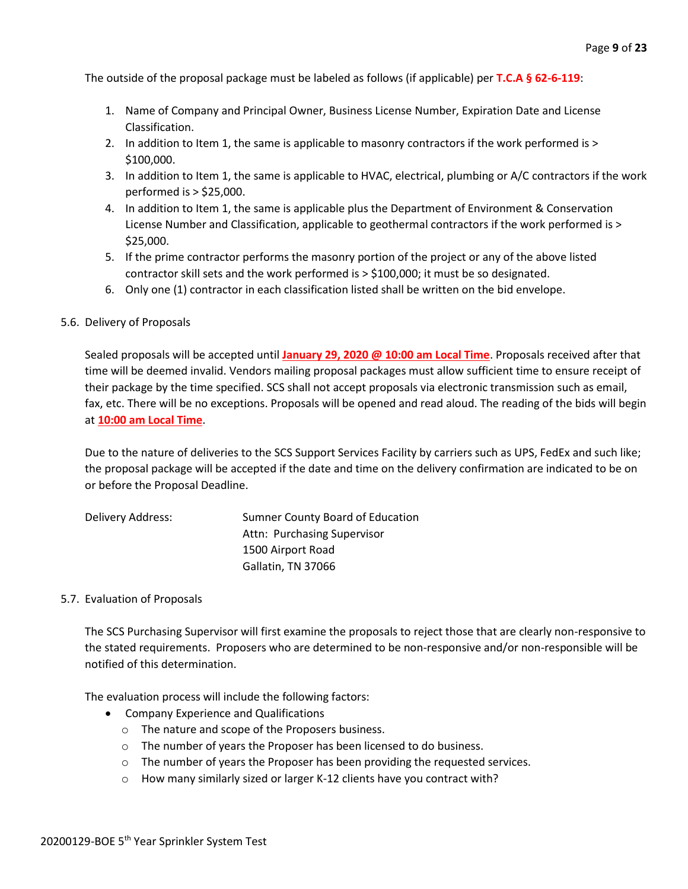The outside of the proposal package must be labeled as follows (if applicable) per **T.C.A § 62-6-119**:

1. Name of Company and Principal Owner, Business License Number, Expiration Date and License Classification.
2. In addition to Item 1, the same is applicable to masonry contractors if the work performed is > $100,000.
3. In addition to Item 1, the same is applicable to HVAC, electrical, plumbing or A/C contractors if the work performed is > $25,000.
4. In addition to Item 1, the same is applicable plus the Department of Environment & Conservation License Number and Classification, applicable to geothermal contractors if the work performed is > $25,000.
5. If the prime contractor performs the masonry portion of the project or any of the above listed contractor skill sets and the work performed is > $100,000; it must be so designated.
6. Only one (1) contractor in each classification listed shall be written on the bid envelope.

5.6. Delivery of Proposals

Sealed proposals will be accepted until **January 29, 2020 @ 10:00 am Local Time**. Proposals received after that time will be deemed invalid. Vendors mailing proposal packages must allow sufficient time to ensure receipt of their package by the time specified. SCS shall not accept proposals via electronic transmission such as email, fax, etc. There will be no exceptions. Proposals will be opened and read aloud. The reading of the bids will begin at **10:00 am Local Time**.

Due to the nature of deliveries to the SCS Support Services Facility by carriers such as UPS, FedEx and such like; the proposal package will be accepted if the date and time on the delivery confirmation are indicated to be on or before the Proposal Deadline.

Delivery Address:

Sumner County Board of Education
Attn: Purchasing Supervisor
1500 Airport Road
Gallatin, TN 37066

5.7. Evaluation of Proposals

The SCS Purchasing Supervisor will first examine the proposals to reject those that are clearly non-responsive to the stated requirements. Proposers who are determined to be non-responsive and/or non-responsible will be notified of this determination.

The evaluation process will include the following factors:

- Company Experience and Qualifications
  - The nature and scope of the Proposers business.
  - The number of years the Proposer has been licensed to do business.
  - The number of years the Proposer has been providing the requested services.
  - How many similarly sized or larger K-12 clients have you contract with?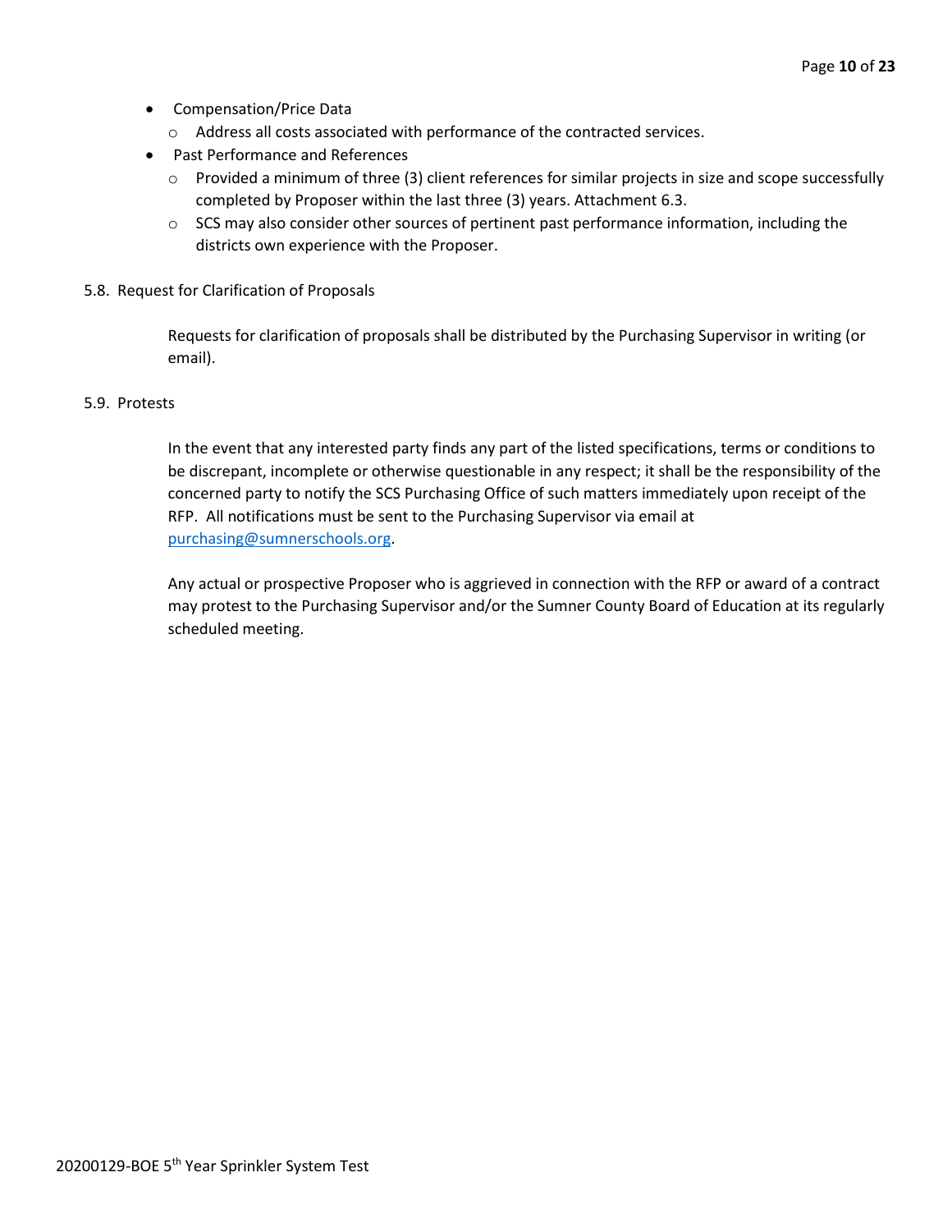- Compensation/Price Data
  - Address all costs associated with performance of the contracted services.
- Past Performance and References
  - Provided a minimum of three (3) client references for similar projects in size and scope successfully completed by Proposer within the last three (3) years. Attachment 6.3.
  - SCS may also consider other sources of pertinent past performance information, including the districts own experience with the Proposer.

5.8. Request for Clarification of Proposals

Requests for clarification of proposals shall be distributed by the Purchasing Supervisor in writing (or email).

5.9. Protests

In the event that any interested party finds any part of the listed specifications, terms or conditions to be discrepant, incomplete or otherwise questionable in any respect; it shall be the responsibility of the concerned party to notify the SCS Purchasing Office of such matters immediately upon receipt of the RFP. All notifications must be sent to the Purchasing Supervisor via email at purchasing@sumnerschools.org.

Any actual or prospective Proposer who is aggrieved in connection with the RFP or award of a contract may protest to the Purchasing Supervisor and/or the Sumner County Board of Education at its regularly scheduled meeting.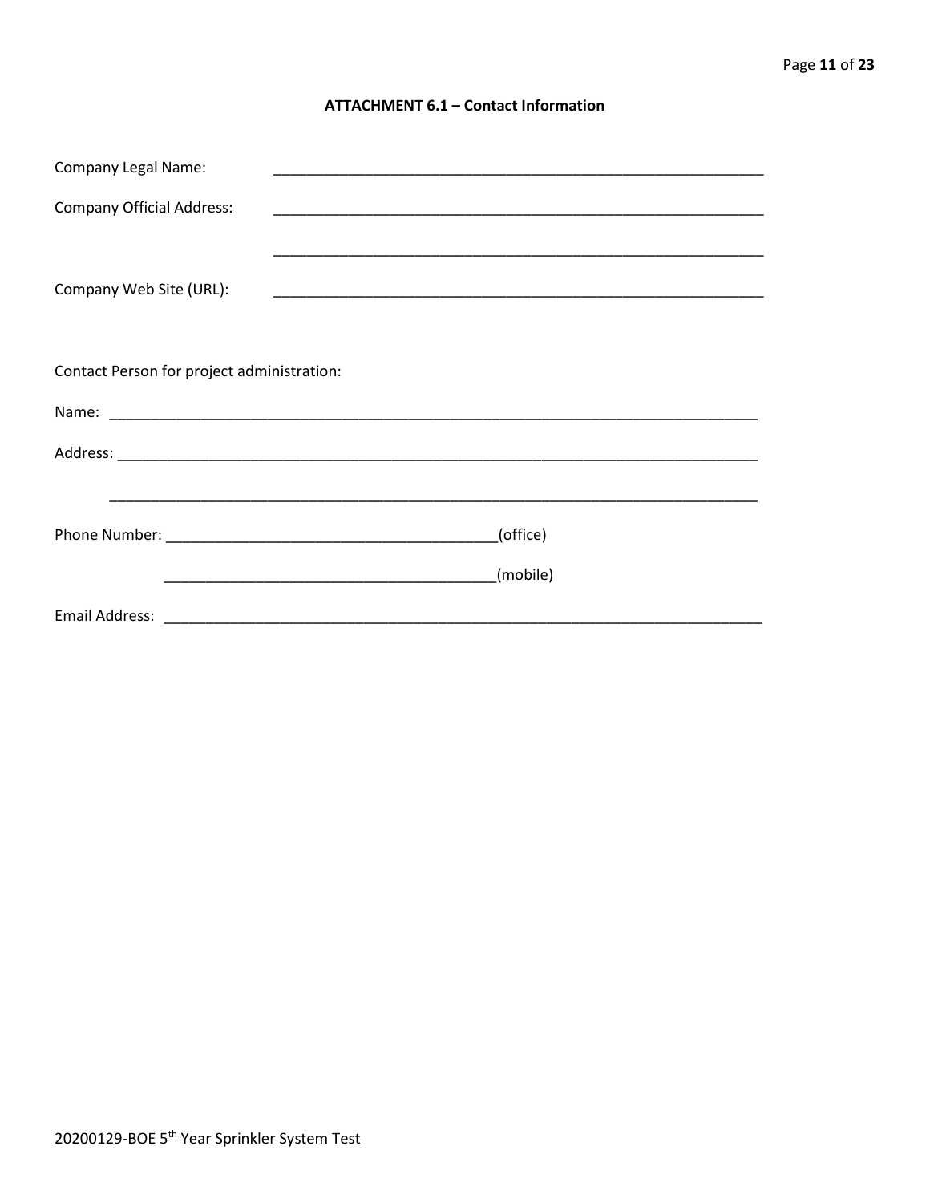### ATTACHMENT 6.1 – Contact Information

Company Legal Name: ____________________________________________________________

Company Official Address: ____________________________________________________________

____________________________________________________________

Company Web Site (URL): ____________________________________________________________

Contact Person for project administration:

Name: ________________________________________________________________________________

Address: ______________________________________________________________________________

________________________________________________________________________________

Phone Number: ________________________________________(office)

________________________________________(mobile)

Email Address: ___________________________________________________________________________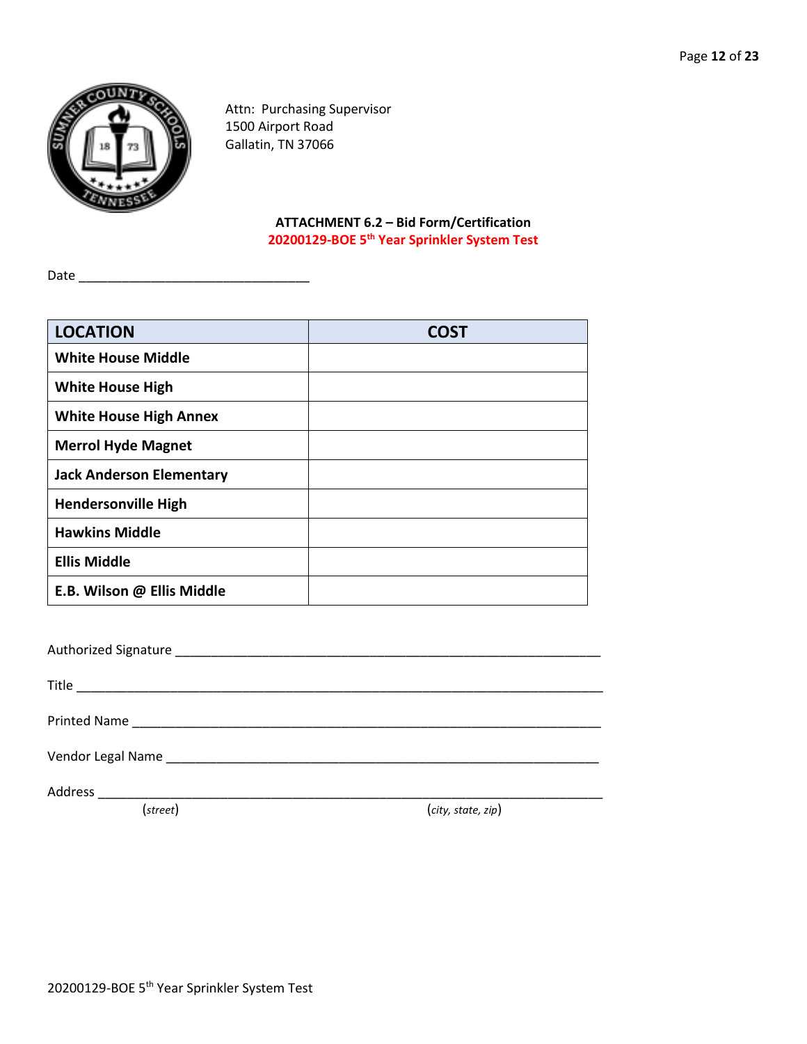Attn: Purchasing Supervisor
1500 Airport Road
Gallatin, TN 37066

**ATTACHMENT 6.2 – Bid Form/Certification**
**20200129-BOE 5th Year Sprinkler System Test**

Date ________________________________

| LOCATION | COST |
|---|---|
| **White House Middle** | |
| **White House High** | |
| **White House High Annex** | |
| **Merrol Hyde Magnet** | |
| **Jack Anderson Elementary** | |
| **Hendersonville High** | |
| **Hawkins Middle** | |
| **Ellis Middle** | |
| **E.B. Wilson @ Ellis Middle** | |

Authorized Signature ____________________________________________________________

Title ________________________________________________________________________

Printed Name __________________________________________________________________

Vendor Legal Name ______________________________________________________________

Address ______________________________________________________________________
(*street*) (*city, state, zip*)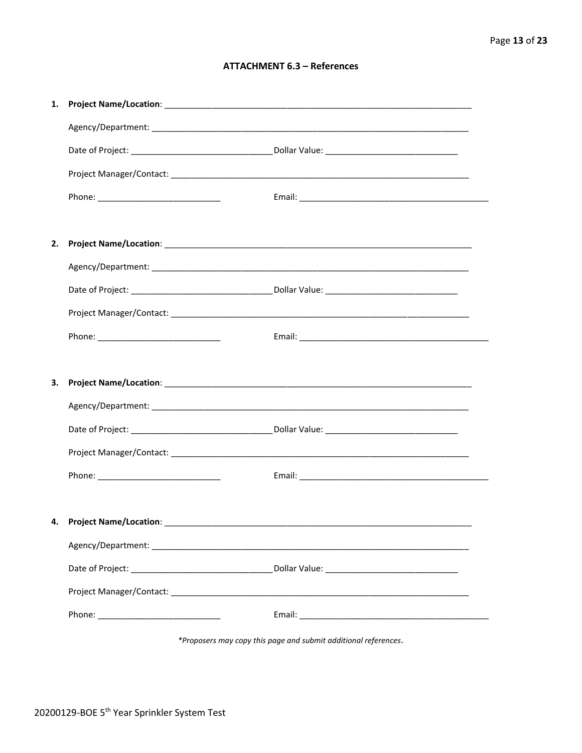## ATTACHMENT 6.3 – References

1. **Project Name/Location**: ____________________________________________________________________

   Agency/Department: ____________________________________________________________________

   Date of Project: ______________________________ Dollar Value: ____________________________

   Project Manager/Contact: _________________________________________________________________

   Phone: __________________________ Email: _________________________________________

2. **Project Name/Location**: ____________________________________________________________________

   Agency/Department: ____________________________________________________________________

   Date of Project: ______________________________ Dollar Value: ____________________________

   Project Manager/Contact: _________________________________________________________________

   Phone: __________________________ Email: _________________________________________

3. **Project Name/Location**: ____________________________________________________________________

   Agency/Department: ____________________________________________________________________

   Date of Project: ______________________________ Dollar Value: ____________________________

   Project Manager/Contact: _________________________________________________________________

   Phone: __________________________ Email: _________________________________________

4. **Project Name/Location**: ____________________________________________________________________

   Agency/Department: ____________________________________________________________________

   Date of Project: ______________________________ Dollar Value: ____________________________

   Project Manager/Contact: _________________________________________________________________

   Phone: __________________________ Email: _________________________________________

*\*Proposers may copy this page and submit additional references*.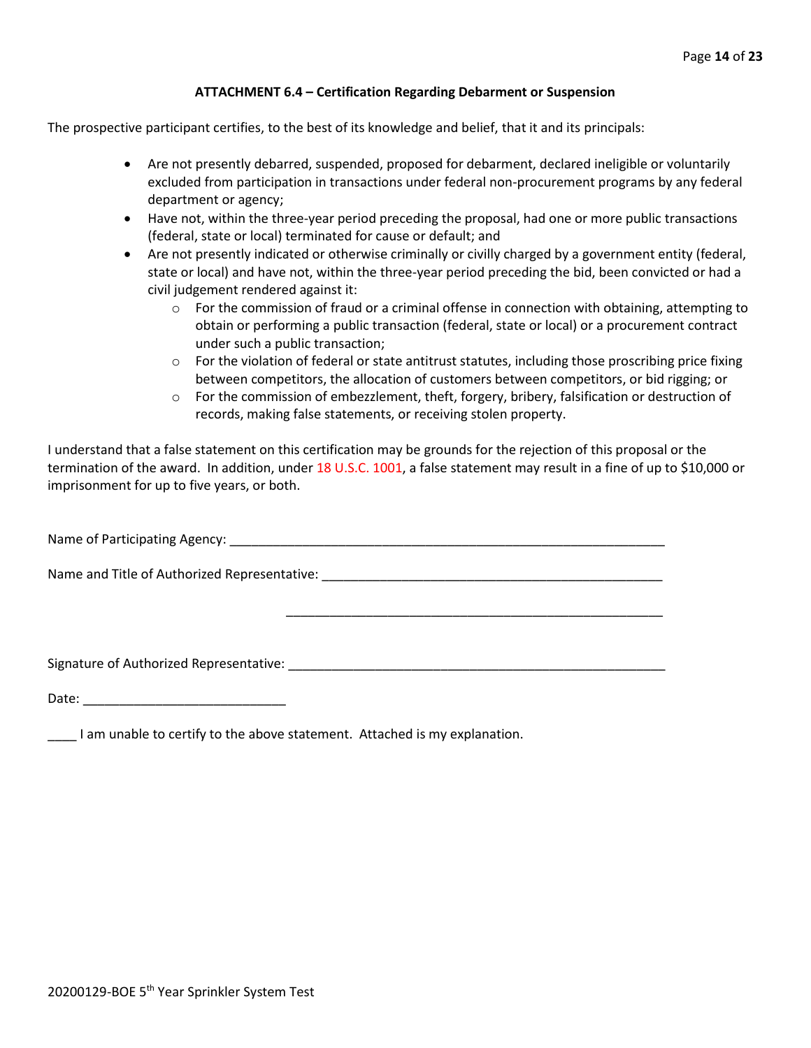### ATTACHMENT 6.4 – Certification Regarding Debarment or Suspension

The prospective participant certifies, to the best of its knowledge and belief, that it and its principals:

- Are not presently debarred, suspended, proposed for debarment, declared ineligible or voluntarily excluded from participation in transactions under federal non-procurement programs by any federal department or agency;
- Have not, within the three-year period preceding the proposal, had one or more public transactions (federal, state or local) terminated for cause or default; and
- Are not presently indicated or otherwise criminally or civilly charged by a government entity (federal, state or local) and have not, within the three-year period preceding the bid, been convicted or had a civil judgement rendered against it:
  - For the commission of fraud or a criminal offense in connection with obtaining, attempting to obtain or performing a public transaction (federal, state or local) or a procurement contract under such a public transaction;
  - For the violation of federal or state antitrust statutes, including those proscribing price fixing between competitors, the allocation of customers between competitors, or bid rigging; or
  - For the commission of embezzlement, theft, forgery, bribery, falsification or destruction of records, making false statements, or receiving stolen property.

I understand that a false statement on this certification may be grounds for the rejection of this proposal or the termination of the award. In addition, under 18 U.S.C. 1001, a false statement may result in a fine of up to $10,000 or imprisonment for up to five years, or both.

Name of Participating Agency: ______________________________________________________________

Name and Title of Authorized Representative: ____________________________________________________

____________________________________________________

Signature of Authorized Representative: _______________________________________________________

Date: ____________________________

____ I am unable to certify to the above statement. Attached is my explanation.

20200129-BOE 5th Year Sprinkler System Test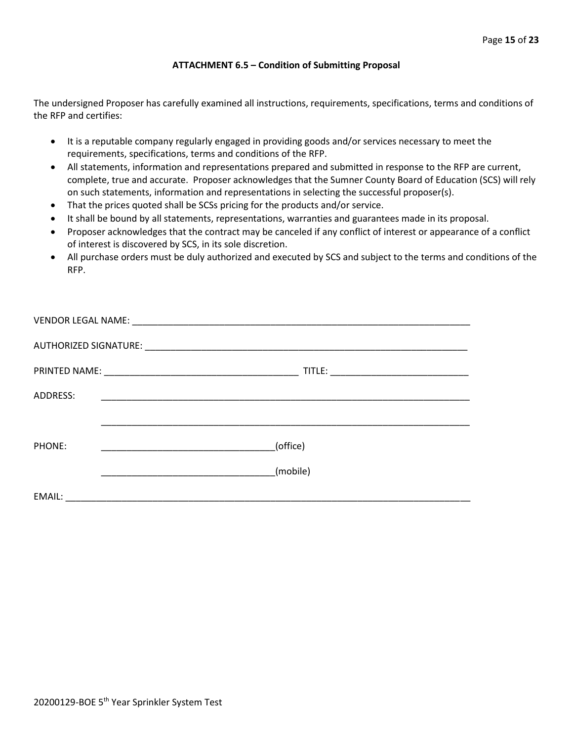### ATTACHMENT 6.5 – Condition of Submitting Proposal

The undersigned Proposer has carefully examined all instructions, requirements, specifications, terms and conditions of the RFP and certifies:

- It is a reputable company regularly engaged in providing goods and/or services necessary to meet the requirements, specifications, terms and conditions of the RFP.
- All statements, information and representations prepared and submitted in response to the RFP are current, complete, true and accurate. Proposer acknowledges that the Sumner County Board of Education (SCS) will rely on such statements, information and representations in selecting the successful proposer(s).
- That the prices quoted shall be SCSs pricing for the products and/or service.
- It shall be bound by all statements, representations, warranties and guarantees made in its proposal.
- Proposer acknowledges that the contract may be canceled if any conflict of interest or appearance of a conflict of interest is discovered by SCS, in its sole discretion.
- All purchase orders must be duly authorized and executed by SCS and subject to the terms and conditions of the RFP.

VENDOR LEGAL NAME: ____________________________________________________________________

AUTHORIZED SIGNATURE: _________________________________________________________________

PRINTED NAME: ______________________________________ TITLE: ___________________________

ADDRESS: _________________________________________________________________________

_________________________________________________________________________

PHONE: __________________________________(office)

__________________________________(mobile)

EMAIL: ________________________________________________________________________________

20200129-BOE 5th Year Sprinkler System Test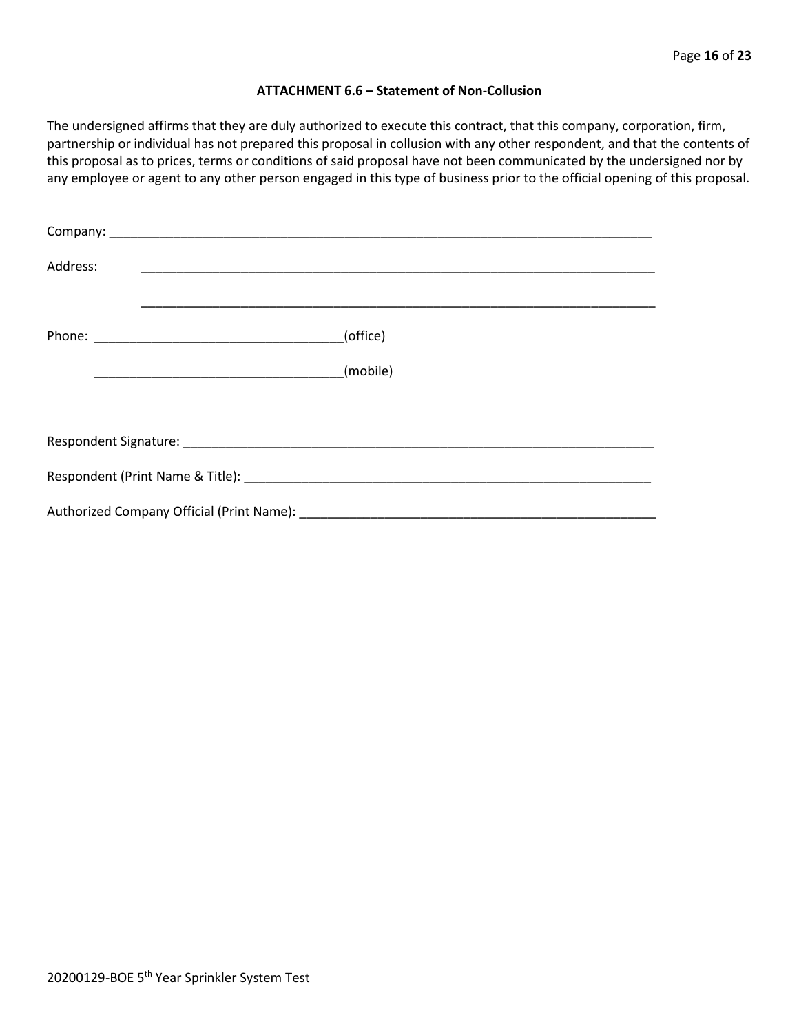**ATTACHMENT 6.6 – Statement of Non-Collusion**

The undersigned affirms that they are duly authorized to execute this contract, that this company, corporation, firm, partnership or individual has not prepared this proposal in collusion with any other respondent, and that the contents of this proposal as to prices, terms or conditions of said proposal have not been communicated by the undersigned nor by any employee or agent to any other person engaged in this type of business prior to the official opening of this proposal.

Company: ______________________________________________________________________________

Address: ______________________________________________________________________________

______________________________________________________________________________

Phone: ___________________________________(office)

___________________________________(mobile)

Respondent Signature: ____________________________________________________________________

Respondent (Print Name & Title): __________________________________________________________

Authorized Company Official (Print Name): ___________________________________________________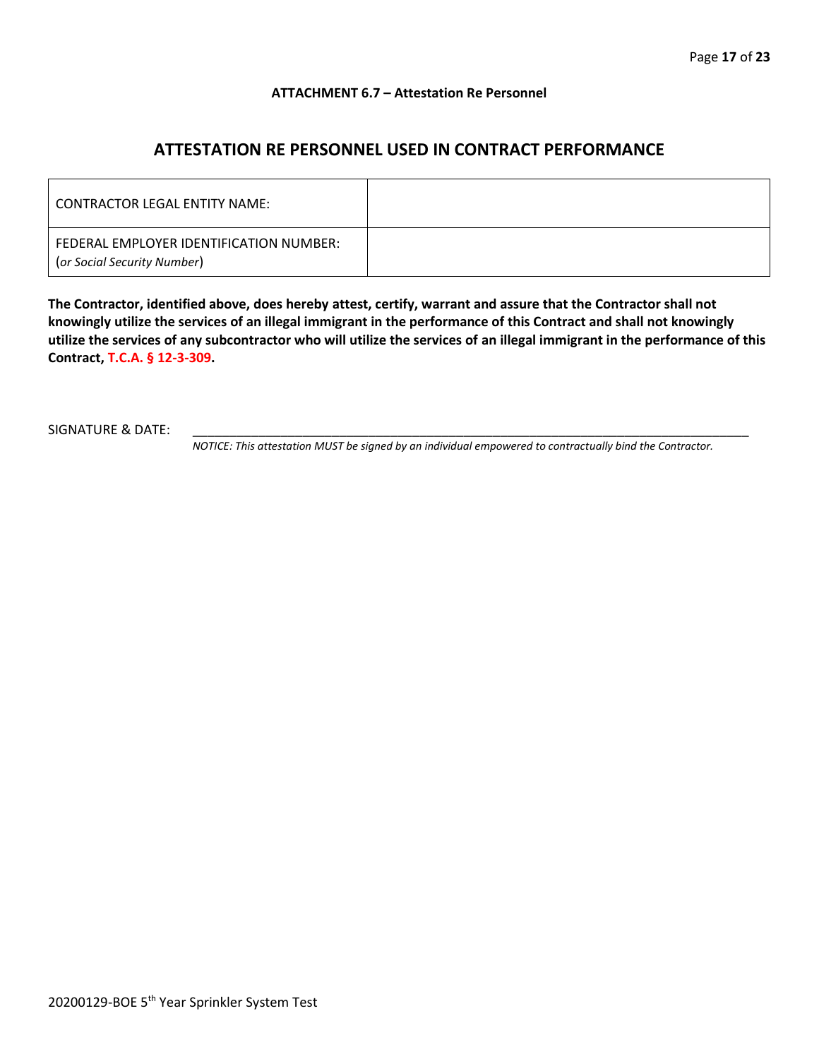**ATTACHMENT 6.7 – Attestation Re Personnel**

## ATTESTATION RE PERSONNEL USED IN CONTRACT PERFORMANCE

| CONTRACTOR LEGAL ENTITY NAME: | |
|---|---|
| FEDERAL EMPLOYER IDENTIFICATION NUMBER: (*or Social Security Number*) | |

**The Contractor, identified above, does hereby attest, certify, warrant and assure that the Contractor shall not knowingly utilize the services of an illegal immigrant in the performance of this Contract and shall not knowingly utilize the services of any subcontractor who will utilize the services of an illegal immigrant in the performance of this Contract, T.C.A. § 12-3-309.**

SIGNATURE & DATE: ________________________________________________________________________________

*NOTICE: This attestation MUST be signed by an individual empowered to contractually bind the Contractor.*

20200129-BOE 5th Year Sprinkler System Test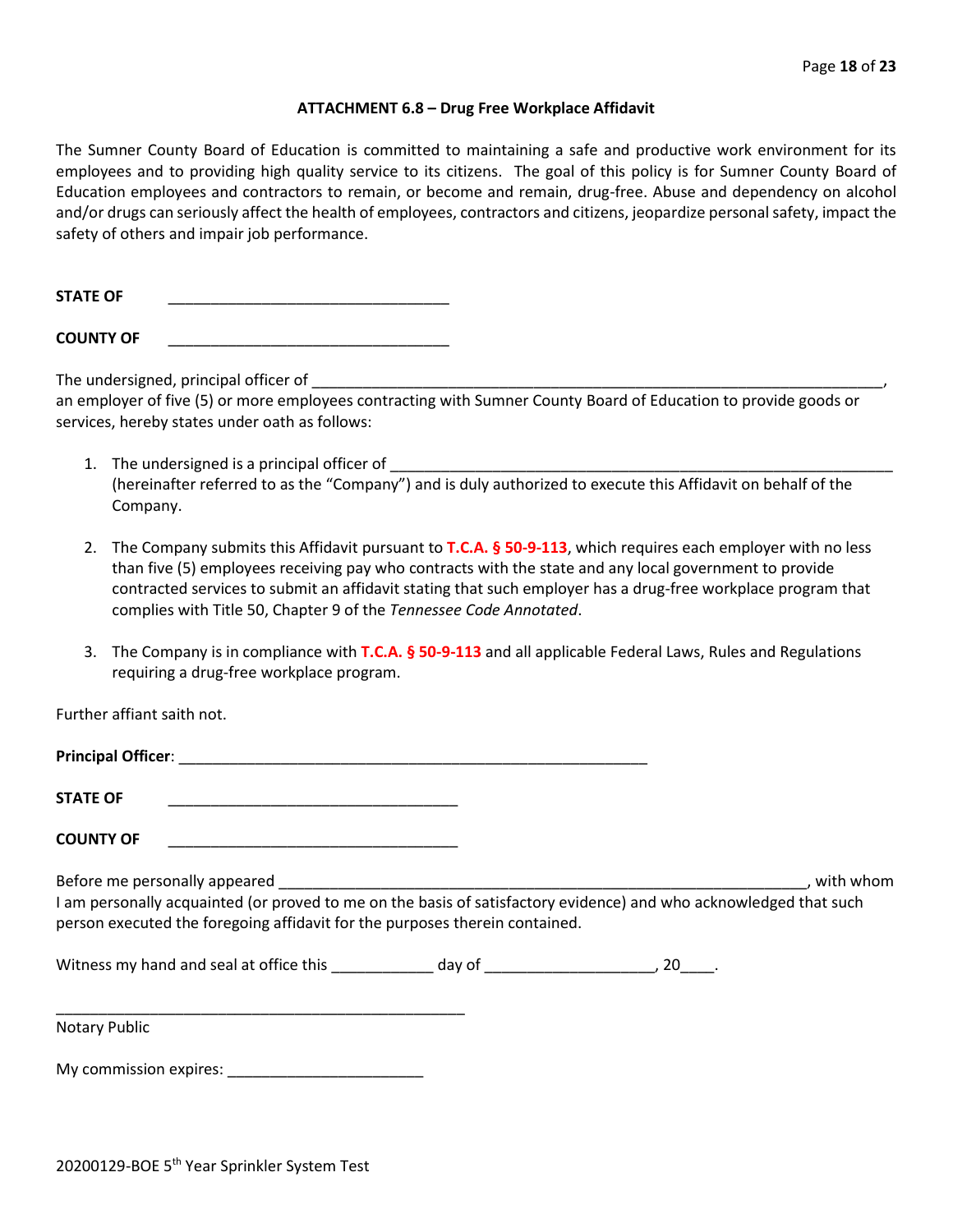### ATTACHMENT 6.8 – Drug Free Workplace Affidavit

The Sumner County Board of Education is committed to maintaining a safe and productive work environment for its employees and to providing high quality service to its citizens. The goal of this policy is for Sumner County Board of Education employees and contractors to remain, or become and remain, drug-free. Abuse and dependency on alcohol and/or drugs can seriously affect the health of employees, contractors and citizens, jeopardize personal safety, impact the safety of others and impair job performance.

**STATE OF** _________________________________

**COUNTY OF** _________________________________

The undersigned, principal officer of ______________________________________________________________________, an employer of five (5) or more employees contracting with Sumner County Board of Education to provide goods or services, hereby states under oath as follows:

1. The undersigned is a principal officer of ____________________________________________________________ (hereinafter referred to as the "Company") and is duly authorized to execute this Affidavit on behalf of the Company.

2. The Company submits this Affidavit pursuant to **T.C.A. § 50-9-113**, which requires each employer with no less than five (5) employees receiving pay who contracts with the state and any local government to provide contracted services to submit an affidavit stating that such employer has a drug-free workplace program that complies with Title 50, Chapter 9 of the *Tennessee Code Annotated*.

3. The Company is in compliance with **T.C.A. § 50-9-113** and all applicable Federal Laws, Rules and Regulations requiring a drug-free workplace program.

Further affiant saith not.

**Principal Officer**: _______________________________________________________

**STATE OF** __________________________________

**COUNTY OF** __________________________________

Before me personally appeared ______________________________________________________________, with whom I am personally acquainted (or proved to me on the basis of satisfactory evidence) and who acknowledged that such person executed the foregoing affidavit for the purposes therein contained.

Witness my hand and seal at office this ____________ day of ____________________, 20____.

________________________________________________

Notary Public

My commission expires: _______________________

20200129-BOE 5th Year Sprinkler System Test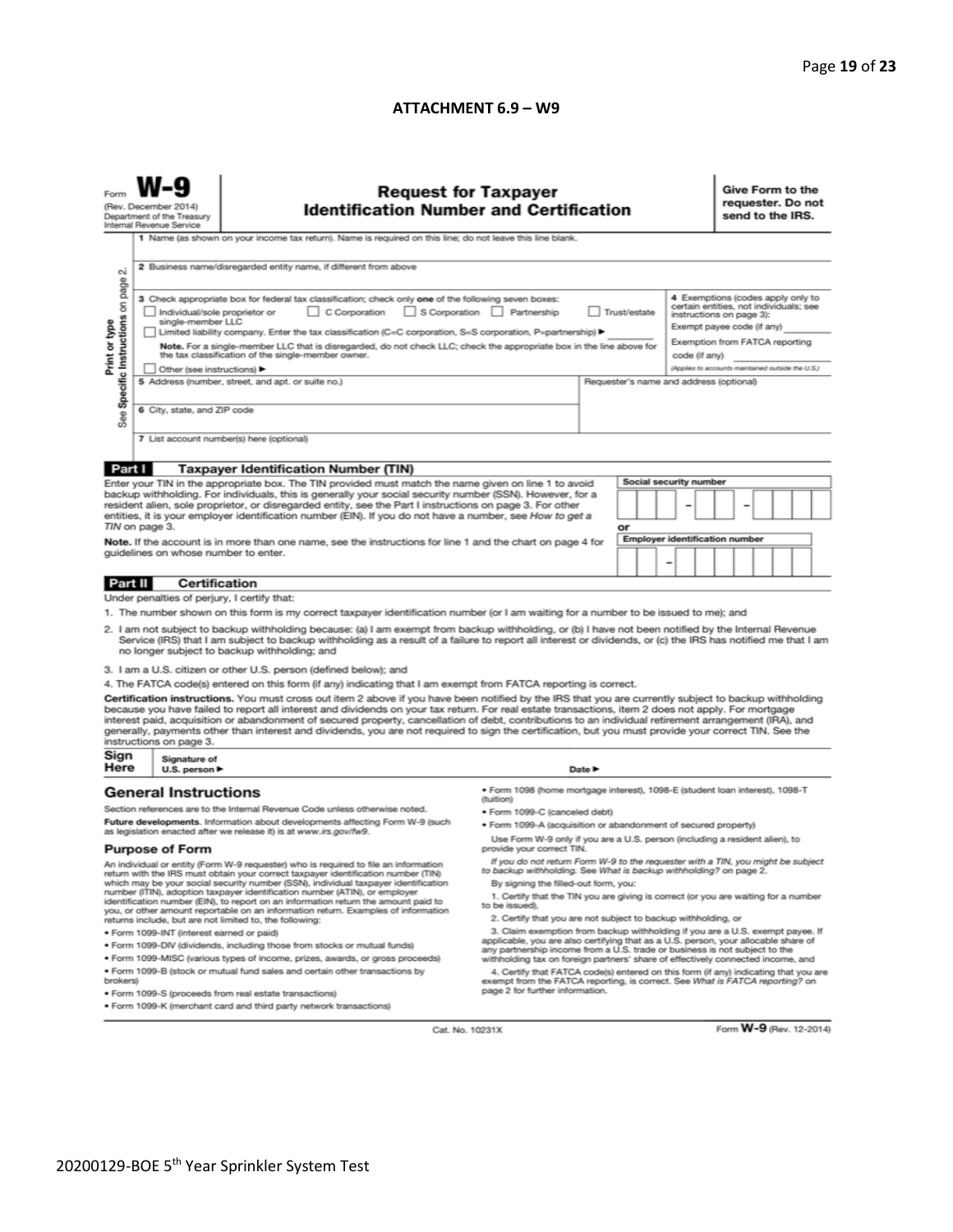**ATTACHMENT 6.9 – W9**

Form **W-9**
(Rev. December 2014)
Department of the Treasury
Internal Revenue Service

# Request for Taxpayer Identification Number and Certification

**Give Form to the requester. Do not send to the IRS.**

Print or type
See Specific Instructions on page 2.

1 Name (as shown on your income tax return). Name is required on this line; do not leave this line blank.

2 Business name/disregarded entity name, if different from above

3 Check appropriate box for federal tax classification; check only **one** of the following seven boxes:

☐ Individual/sole proprietor or single-member LLC ☐ C Corporation ☐ S Corporation ☐ Partnership ☐ Trust/estate

☐ Limited liability company. Enter the tax classification (C=C corporation, S=S corporation, P=partnership) ▶ ________

**Note.** For a single-member LLC that is disregarded, do not check LLC; check the appropriate box in the line above for the tax classification of the single-member owner.

☐ Other (see instructions) ▶

4 Exemptions (codes apply only to certain entities, not individuals; see instructions on page 3):

Exempt payee code (if any) ________

Exemption from FATCA reporting code (if any) ________

(Applies to accounts maintained outside the U.S.)

5 Address (number, street, and apt. or suite no.)

Requester's name and address (optional)

6 City, state, and ZIP code

7 List account number(s) here (optional)

## Part I Taxpayer Identification Number (TIN)

Enter your TIN in the appropriate box. The TIN provided must match the name given on line 1 to avoid backup withholding. For individuals, this is generally your social security number (SSN). However, for a resident alien, sole proprietor, or disregarded entity, see the Part I instructions on page 3. For other entities, it is your employer identification number (EIN). If you do not have a number, see *How to get a TIN* on page 3.

**Note.** If the account is in more than one name, see the instructions for line 1 and the chart on page 4 for guidelines on whose number to enter.

**Social security number**

☐☐☐ – ☐☐ – ☐☐☐☐

**or**

**Employer identification number**

☐☐ – ☐☐☐☐☐☐☐

## Part II Certification

Under penalties of perjury, I certify that:

1. The number shown on this form is my correct taxpayer identification number (or I am waiting for a number to be issued to me); and
2. I am not subject to backup withholding because: (a) I am exempt from backup withholding, or (b) I have not been notified by the Internal Revenue Service (IRS) that I am subject to backup withholding as a result of a failure to report all interest or dividends, or (c) the IRS has notified me that I am no longer subject to backup withholding; and
3. I am a U.S. citizen or other U.S. person (defined below); and
4. The FATCA code(s) entered on this form (if any) indicating that I am exempt from FATCA reporting is correct.

**Certification instructions.** You must cross out item 2 above if you have been notified by the IRS that you are currently subject to backup withholding because you have failed to report all interest and dividends on your tax return. For real estate transactions, item 2 does not apply. For mortgage interest paid, acquisition or abandonment of secured property, cancellation of debt, contributions to an individual retirement arrangement (IRA), and generally, payments other than interest and dividends, you are not required to sign the certification, but you must provide your correct TIN. See the instructions on page 3.

**Sign Here** Signature of U.S. person ▶ Date ▶

## General Instructions

Section references are to the Internal Revenue Code unless otherwise noted.

**Future developments.** Information about developments affecting Form W-9 (such as legislation enacted after we release it) is at *www.irs.gov/fw9*.

### Purpose of Form

An individual or entity (Form W-9 requester) who is required to file an information return with the IRS must obtain your correct taxpayer identification number (TIN) which may be your social security number (SSN), individual taxpayer identification number (ITIN), adoption taxpayer identification number (ATIN), or employer identification number (EIN), to report on an information return the amount paid to you, or other amount reportable on an information return. Examples of information returns include, but are not limited to, the following:

- Form 1099-INT (interest earned or paid)
- Form 1099-DIV (dividends, including those from stocks or mutual funds)
- Form 1099-MISC (various types of income, prizes, awards, or gross proceeds)
- Form 1099-B (stock or mutual fund sales and certain other transactions by brokers)
- Form 1099-S (proceeds from real estate transactions)
- Form 1099-K (merchant card and third party network transactions)
- Form 1098 (home mortgage interest), 1098-E (student loan interest), 1098-T (tuition)
- Form 1099-C (canceled debt)
- Form 1099-A (acquisition or abandonment of secured property)

Use Form W-9 only if you are a U.S. person (including a resident alien), to provide your correct TIN.

*If you do not return Form W-9 to the requester with a TIN, you might be subject to backup withholding. See What is backup withholding? on page 2.*

By signing the filled-out form, you:

1. Certify that the TIN you are giving is correct (or you are waiting for a number to be issued),
2. Certify that you are not subject to backup withholding, or
3. Claim exemption from backup withholding if you are a U.S. exempt payee. If applicable, you are also certifying that as a U.S. person, your allocable share of any partnership income from a U.S. trade or business is not subject to the withholding tax on foreign partners' share of effectively connected income, and
4. Certify that FATCA code(s) entered on this form (if any) indicating that you are exempt from the FATCA reporting, is correct. See *What is FATCA reporting?* on page 2 for further information.

Cat. No. 10231X

Form **W-9** (Rev. 12-2014)

20200129-BOE 5th Year Sprinkler System Test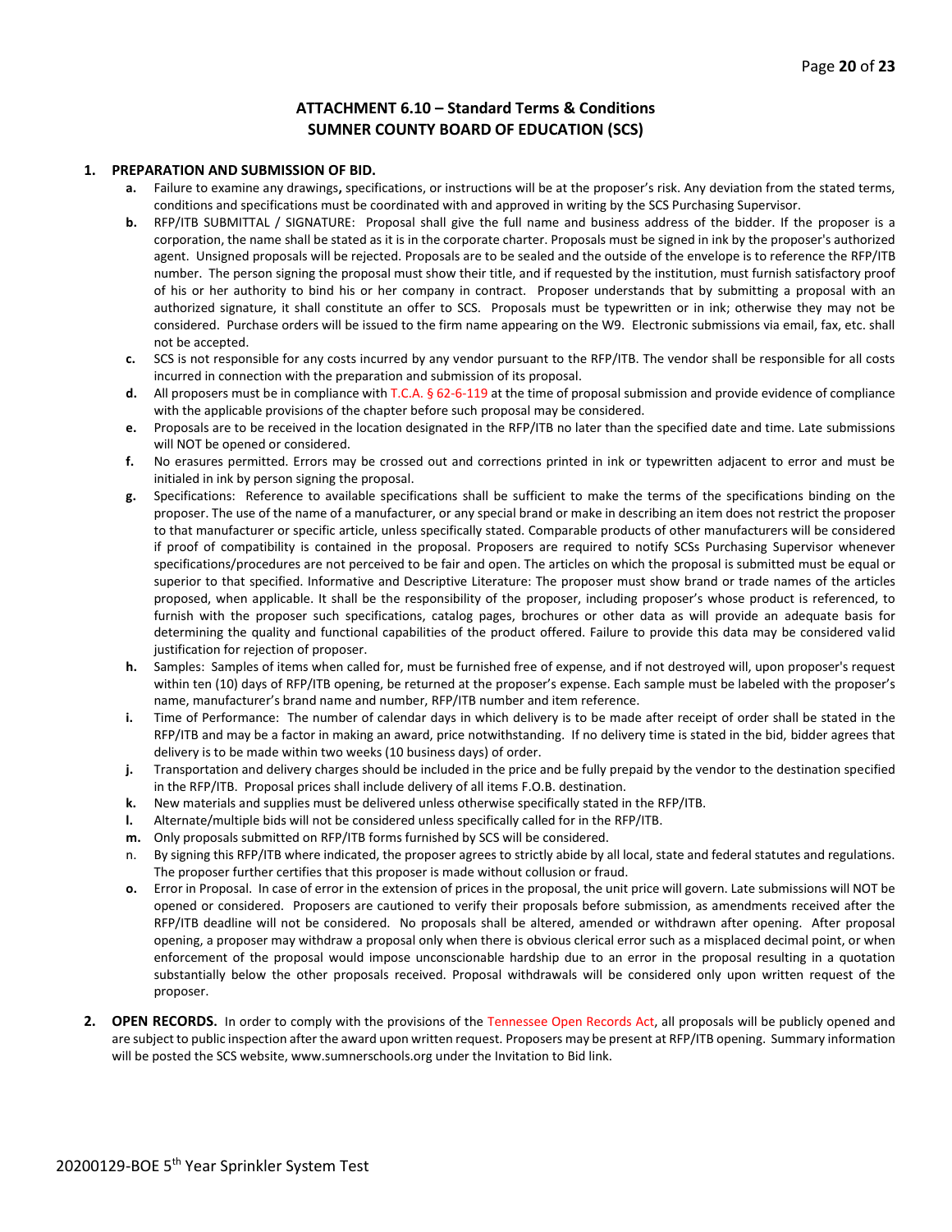## ATTACHMENT 6.10 – Standard Terms & Conditions
## SUMNER COUNTY BOARD OF EDUCATION (SCS)

**1. PREPARATION AND SUBMISSION OF BID.**

- **a.** Failure to examine any drawings**,** specifications, or instructions will be at the proposer's risk. Any deviation from the stated terms, conditions and specifications must be coordinated with and approved in writing by the SCS Purchasing Supervisor.
- **b.** RFP/ITB SUBMITTAL / SIGNATURE: Proposal shall give the full name and business address of the bidder. If the proposer is a corporation, the name shall be stated as it is in the corporate charter. Proposals must be signed in ink by the proposer's authorized agent. Unsigned proposals will be rejected. Proposals are to be sealed and the outside of the envelope is to reference the RFP/ITB number. The person signing the proposal must show their title, and if requested by the institution, must furnish satisfactory proof of his or her authority to bind his or her company in contract. Proposer understands that by submitting a proposal with an authorized signature, it shall constitute an offer to SCS. Proposals must be typewritten or in ink; otherwise they may not be considered. Purchase orders will be issued to the firm name appearing on the W9. Electronic submissions via email, fax, etc. shall not be accepted.
- **c.** SCS is not responsible for any costs incurred by any vendor pursuant to the RFP/ITB. The vendor shall be responsible for all costs incurred in connection with the preparation and submission of its proposal.
- **d.** All proposers must be in compliance with T.C.A. § 62-6-119 at the time of proposal submission and provide evidence of compliance with the applicable provisions of the chapter before such proposal may be considered.
- **e.** Proposals are to be received in the location designated in the RFP/ITB no later than the specified date and time. Late submissions will NOT be opened or considered.
- **f.** No erasures permitted. Errors may be crossed out and corrections printed in ink or typewritten adjacent to error and must be initialed in ink by person signing the proposal.
- **g.** Specifications: Reference to available specifications shall be sufficient to make the terms of the specifications binding on the proposer. The use of the name of a manufacturer, or any special brand or make in describing an item does not restrict the proposer to that manufacturer or specific article, unless specifically stated. Comparable products of other manufacturers will be considered if proof of compatibility is contained in the proposal. Proposers are required to notify SCSs Purchasing Supervisor whenever specifications/procedures are not perceived to be fair and open. The articles on which the proposal is submitted must be equal or superior to that specified. Informative and Descriptive Literature: The proposer must show brand or trade names of the articles proposed, when applicable. It shall be the responsibility of the proposer, including proposer's whose product is referenced, to furnish with the proposer such specifications, catalog pages, brochures or other data as will provide an adequate basis for determining the quality and functional capabilities of the product offered. Failure to provide this data may be considered valid justification for rejection of proposer.
- **h.** Samples: Samples of items when called for, must be furnished free of expense, and if not destroyed will, upon proposer's request within ten (10) days of RFP/ITB opening, be returned at the proposer's expense. Each sample must be labeled with the proposer's name, manufacturer's brand name and number, RFP/ITB number and item reference.
- **i.** Time of Performance: The number of calendar days in which delivery is to be made after receipt of order shall be stated in the RFP/ITB and may be a factor in making an award, price notwithstanding. If no delivery time is stated in the bid, bidder agrees that delivery is to be made within two weeks (10 business days) of order.
- **j.** Transportation and delivery charges should be included in the price and be fully prepaid by the vendor to the destination specified in the RFP/ITB. Proposal prices shall include delivery of all items F.O.B. destination.
- **k.** New materials and supplies must be delivered unless otherwise specifically stated in the RFP/ITB.
- **l.** Alternate/multiple bids will not be considered unless specifically called for in the RFP/ITB.
- **m.** Only proposals submitted on RFP/ITB forms furnished by SCS will be considered.
- n. By signing this RFP/ITB where indicated, the proposer agrees to strictly abide by all local, state and federal statutes and regulations. The proposer further certifies that this proposer is made without collusion or fraud.
- **o.** Error in Proposal. In case of error in the extension of prices in the proposal, the unit price will govern. Late submissions will NOT be opened or considered. Proposers are cautioned to verify their proposals before submission, as amendments received after the RFP/ITB deadline will not be considered. No proposals shall be altered, amended or withdrawn after opening. After proposal opening, a proposer may withdraw a proposal only when there is obvious clerical error such as a misplaced decimal point, or when enforcement of the proposal would impose unconscionable hardship due to an error in the proposal resulting in a quotation substantially below the other proposals received. Proposal withdrawals will be considered only upon written request of the proposer.

**2. OPEN RECORDS.** In order to comply with the provisions of the Tennessee Open Records Act, all proposals will be publicly opened and are subject to public inspection after the award upon written request. Proposers may be present at RFP/ITB opening. Summary information will be posted the SCS website, www.sumnerschools.org under the Invitation to Bid link.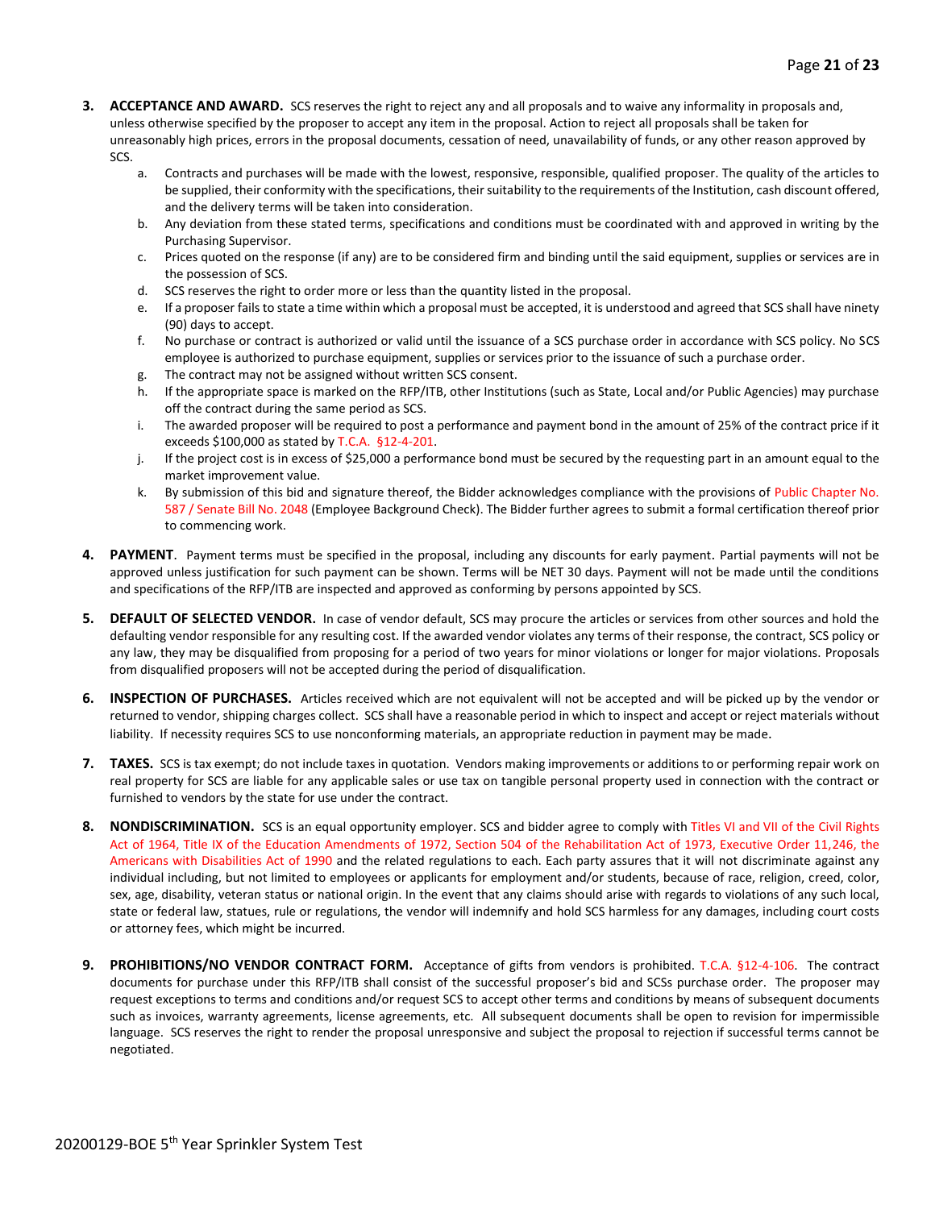3. **ACCEPTANCE AND AWARD.** SCS reserves the right to reject any and all proposals and to waive any informality in proposals and, unless otherwise specified by the proposer to accept any item in the proposal. Action to reject all proposals shall be taken for unreasonably high prices, errors in the proposal documents, cessation of need, unavailability of funds, or any other reason approved by SCS.
   a. Contracts and purchases will be made with the lowest, responsive, responsible, qualified proposer. The quality of the articles to be supplied, their conformity with the specifications, their suitability to the requirements of the Institution, cash discount offered, and the delivery terms will be taken into consideration.
   b. Any deviation from these stated terms, specifications and conditions must be coordinated with and approved in writing by the Purchasing Supervisor.
   c. Prices quoted on the response (if any) are to be considered firm and binding until the said equipment, supplies or services are in the possession of SCS.
   d. SCS reserves the right to order more or less than the quantity listed in the proposal.
   e. If a proposer fails to state a time within which a proposal must be accepted, it is understood and agreed that SCS shall have ninety (90) days to accept.
   f. No purchase or contract is authorized or valid until the issuance of a SCS purchase order in accordance with SCS policy. No SCS employee is authorized to purchase equipment, supplies or services prior to the issuance of such a purchase order.
   g. The contract may not be assigned without written SCS consent.
   h. If the appropriate space is marked on the RFP/ITB, other Institutions (such as State, Local and/or Public Agencies) may purchase off the contract during the same period as SCS.
   i. The awarded proposer will be required to post a performance and payment bond in the amount of 25% of the contract price if it exceeds $100,000 as stated by T.C.A. §12-4-201.
   j. If the project cost is in excess of $25,000 a performance bond must be secured by the requesting part in an amount equal to the market improvement value.
   k. By submission of this bid and signature thereof, the Bidder acknowledges compliance with the provisions of Public Chapter No. 587 / Senate Bill No. 2048 (Employee Background Check). The Bidder further agrees to submit a formal certification thereof prior to commencing work.

4. **PAYMENT**. Payment terms must be specified in the proposal, including any discounts for early payment. Partial payments will not be approved unless justification for such payment can be shown. Terms will be NET 30 days. Payment will not be made until the conditions and specifications of the RFP/ITB are inspected and approved as conforming by persons appointed by SCS.

5. **DEFAULT OF SELECTED VENDOR.** In case of vendor default, SCS may procure the articles or services from other sources and hold the defaulting vendor responsible for any resulting cost. If the awarded vendor violates any terms of their response, the contract, SCS policy or any law, they may be disqualified from proposing for a period of two years for minor violations or longer for major violations. Proposals from disqualified proposers will not be accepted during the period of disqualification.

6. **INSPECTION OF PURCHASES.** Articles received which are not equivalent will not be accepted and will be picked up by the vendor or returned to vendor, shipping charges collect. SCS shall have a reasonable period in which to inspect and accept or reject materials without liability. If necessity requires SCS to use nonconforming materials, an appropriate reduction in payment may be made.

7. **TAXES.** SCS is tax exempt; do not include taxes in quotation. Vendors making improvements or additions to or performing repair work on real property for SCS are liable for any applicable sales or use tax on tangible personal property used in connection with the contract or furnished to vendors by the state for use under the contract.

8. **NONDISCRIMINATION.** SCS is an equal opportunity employer. SCS and bidder agree to comply with Titles VI and VII of the Civil Rights Act of 1964, Title IX of the Education Amendments of 1972, Section 504 of the Rehabilitation Act of 1973, Executive Order 11,246, the Americans with Disabilities Act of 1990 and the related regulations to each. Each party assures that it will not discriminate against any individual including, but not limited to employees or applicants for employment and/or students, because of race, religion, creed, color, sex, age, disability, veteran status or national origin. In the event that any claims should arise with regards to violations of any such local, state or federal law, statues, rule or regulations, the vendor will indemnify and hold SCS harmless for any damages, including court costs or attorney fees, which might be incurred.

9. **PROHIBITIONS/NO VENDOR CONTRACT FORM.** Acceptance of gifts from vendors is prohibited. T.C.A. §12-4-106. The contract documents for purchase under this RFP/ITB shall consist of the successful proposer's bid and SCSs purchase order. The proposer may request exceptions to terms and conditions and/or request SCS to accept other terms and conditions by means of subsequent documents such as invoices, warranty agreements, license agreements, etc. All subsequent documents shall be open to revision for impermissible language. SCS reserves the right to render the proposal unresponsive and subject the proposal to rejection if successful terms cannot be negotiated.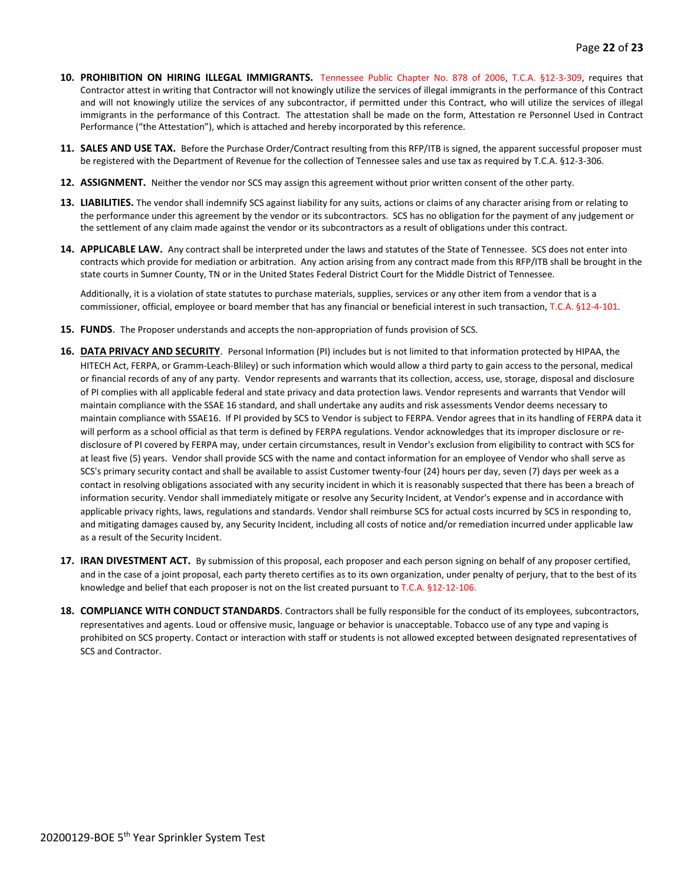10. **PROHIBITION ON HIRING ILLEGAL IMMIGRANTS.** Tennessee Public Chapter No. 878 of 2006, T.C.A. §12-3-309, requires that Contractor attest in writing that Contractor will not knowingly utilize the services of illegal immigrants in the performance of this Contract and will not knowingly utilize the services of any subcontractor, if permitted under this Contract, who will utilize the services of illegal immigrants in the performance of this Contract. The attestation shall be made on the form, Attestation re Personnel Used in Contract Performance ("the Attestation"), which is attached and hereby incorporated by this reference.

11. **SALES AND USE TAX.** Before the Purchase Order/Contract resulting from this RFP/ITB is signed, the apparent successful proposer must be registered with the Department of Revenue for the collection of Tennessee sales and use tax as required by T.C.A. §12-3-306.

12. **ASSIGNMENT.** Neither the vendor nor SCS may assign this agreement without prior written consent of the other party.

13. **LIABILITIES.** The vendor shall indemnify SCS against liability for any suits, actions or claims of any character arising from or relating to the performance under this agreement by the vendor or its subcontractors. SCS has no obligation for the payment of any judgement or the settlement of any claim made against the vendor or its subcontractors as a result of obligations under this contract.

14. **APPLICABLE LAW.** Any contract shall be interpreted under the laws and statutes of the State of Tennessee. SCS does not enter into contracts which provide for mediation or arbitration. Any action arising from any contract made from this RFP/ITB shall be brought in the state courts in Sumner County, TN or in the United States Federal District Court for the Middle District of Tennessee.

    Additionally, it is a violation of state statutes to purchase materials, supplies, services or any other item from a vendor that is a commissioner, official, employee or board member that has any financial or beneficial interest in such transaction, T.C.A. §12-4-101.

15. **FUNDS**. The Proposer understands and accepts the non-appropriation of funds provision of SCS.

16. **DATA PRIVACY AND SECURITY**. Personal Information (PI) includes but is not limited to that information protected by HIPAA, the HITECH Act, FERPA, or Gramm-Leach-Bliley) or such information which would allow a third party to gain access to the personal, medical or financial records of any of any party. Vendor represents and warrants that its collection, access, use, storage, disposal and disclosure of PI complies with all applicable federal and state privacy and data protection laws. Vendor represents and warrants that Vendor will maintain compliance with the SSAE 16 standard, and shall undertake any audits and risk assessments Vendor deems necessary to maintain compliance with SSAE16. If PI provided by SCS to Vendor is subject to FERPA. Vendor agrees that in its handling of FERPA data it will perform as a school official as that term is defined by FERPA regulations. Vendor acknowledges that its improper disclosure or re-disclosure of PI covered by FERPA may, under certain circumstances, result in Vendor's exclusion from eligibility to contract with SCS for at least five (5) years. Vendor shall provide SCS with the name and contact information for an employee of Vendor who shall serve as SCS's primary security contact and shall be available to assist Customer twenty-four (24) hours per day, seven (7) days per week as a contact in resolving obligations associated with any security incident in which it is reasonably suspected that there has been a breach of information security. Vendor shall immediately mitigate or resolve any Security Incident, at Vendor's expense and in accordance with applicable privacy rights, laws, regulations and standards. Vendor shall reimburse SCS for actual costs incurred by SCS in responding to, and mitigating damages caused by, any Security Incident, including all costs of notice and/or remediation incurred under applicable law as a result of the Security Incident.

17. **IRAN DIVESTMENT ACT.** By submission of this proposal, each proposer and each person signing on behalf of any proposer certified, and in the case of a joint proposal, each party thereto certifies as to its own organization, under penalty of perjury, that to the best of its knowledge and belief that each proposer is not on the list created pursuant to T.C.A. §12-12-106.

18. **COMPLIANCE WITH CONDUCT STANDARDS**. Contractors shall be fully responsible for the conduct of its employees, subcontractors, representatives and agents. Loud or offensive music, language or behavior is unacceptable. Tobacco use of any type and vaping is prohibited on SCS property. Contact or interaction with staff or students is not allowed excepted between designated representatives of SCS and Contractor.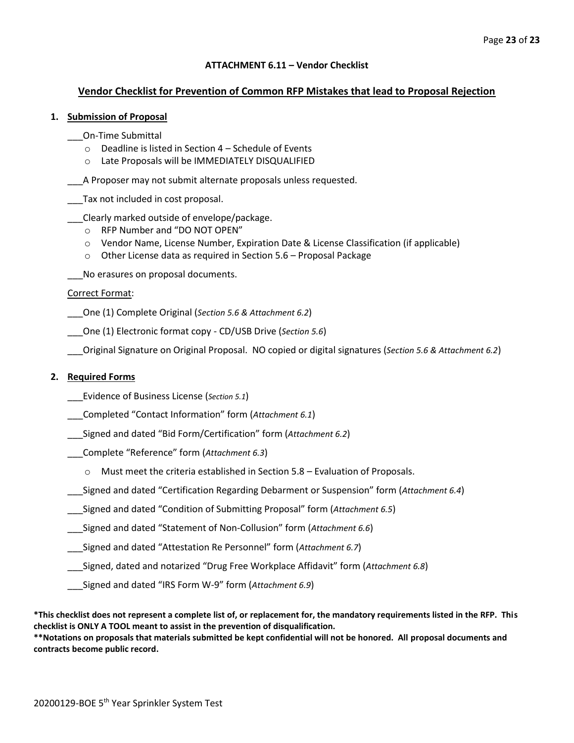### ATTACHMENT 6.11 – Vendor Checklist

## Vendor Checklist for Prevention of Common RFP Mistakes that lead to Proposal Rejection

1. **Submission of Proposal**

   ___On-Time Submittal
   - Deadline is listed in Section 4 – Schedule of Events
   - Late Proposals will be IMMEDIATELY DISQUALIFIED

   ___A Proposer may not submit alternate proposals unless requested.

   ___Tax not included in cost proposal.

   ___Clearly marked outside of envelope/package.
   - RFP Number and "DO NOT OPEN"
   - Vendor Name, License Number, Expiration Date & License Classification (if applicable)
   - Other License data as required in Section 5.6 – Proposal Package

   ___No erasures on proposal documents.

   Correct Format:

   ___One (1) Complete Original (*Section 5.6 & Attachment 6.2*)

   ___One (1) Electronic format copy - CD/USB Drive (*Section 5.6*)

   ___Original Signature on Original Proposal. NO copied or digital signatures (*Section 5.6 & Attachment 6.2*)

2. **Required Forms**

   ___Evidence of Business License (*Section 5.1*)

   ___Completed "Contact Information" form (*Attachment 6.1*)

   ___Signed and dated "Bid Form/Certification" form (*Attachment 6.2*)

   ___Complete "Reference" form (*Attachment 6.3*)
   - Must meet the criteria established in Section 5.8 – Evaluation of Proposals.

   ___Signed and dated "Certification Regarding Debarment or Suspension" form (*Attachment 6.4*)

   ___Signed and dated "Condition of Submitting Proposal" form (*Attachment 6.5*)

   ___Signed and dated "Statement of Non-Collusion" form (*Attachment 6.6*)

   ___Signed and dated "Attestation Re Personnel" form (*Attachment 6.7*)

   ___Signed, dated and notarized "Drug Free Workplace Affidavit" form (*Attachment 6.8*)

   ___Signed and dated "IRS Form W-9" form (*Attachment 6.9*)

**\*This checklist does not represent a complete list of, or replacement for, the mandatory requirements listed in the RFP. This checklist is ONLY A TOOL meant to assist in the prevention of disqualification.**

**\*\*Notations on proposals that materials submitted be kept confidential will not be honored. All proposal documents and contracts become public record.**